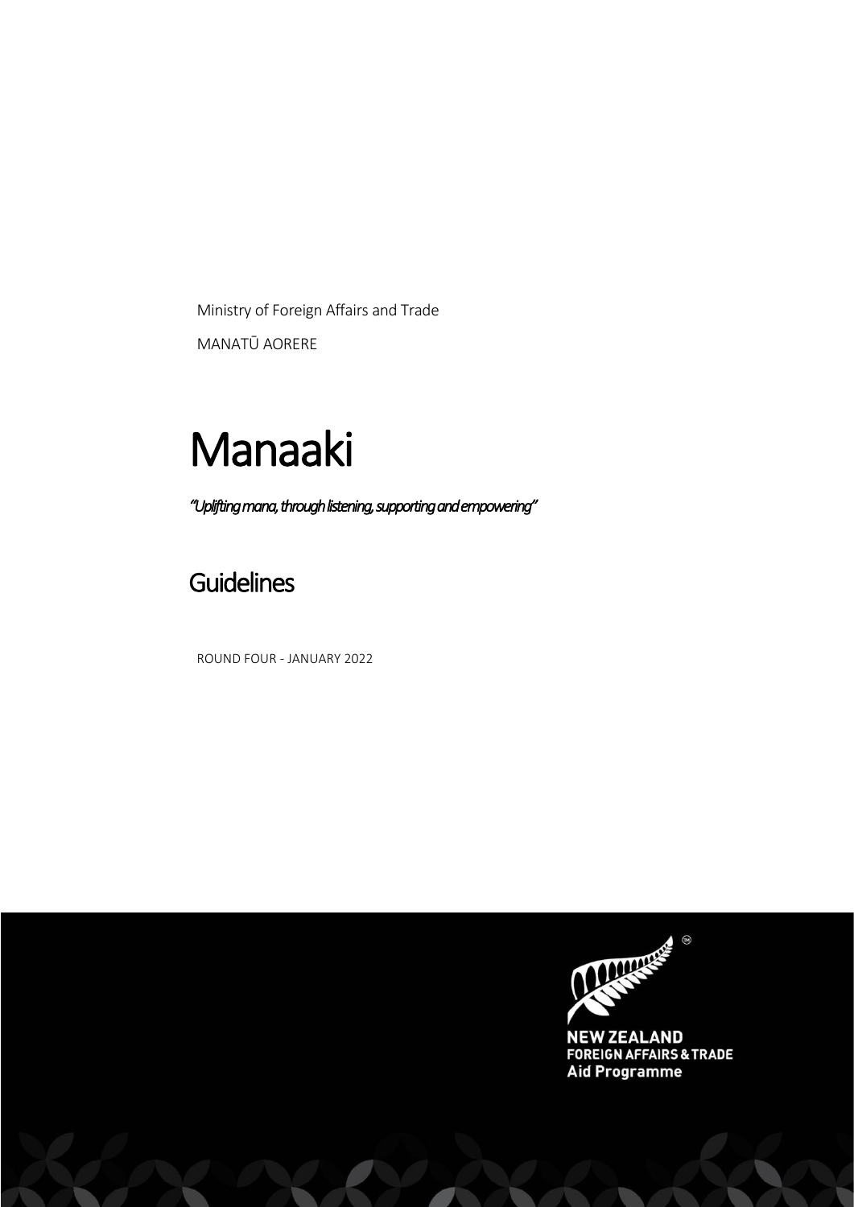Ministry of Foreign Affairs and Trade

MANATŪ AORERE

# Manaaki

*"Uplifting mana, through listening, supporting and empowering"*

## Guidelines

ROUND FOUR - JANUARY 2022

NEW ZEALAND
FOREIGN AFFAIRS & TRADE
Aid Programme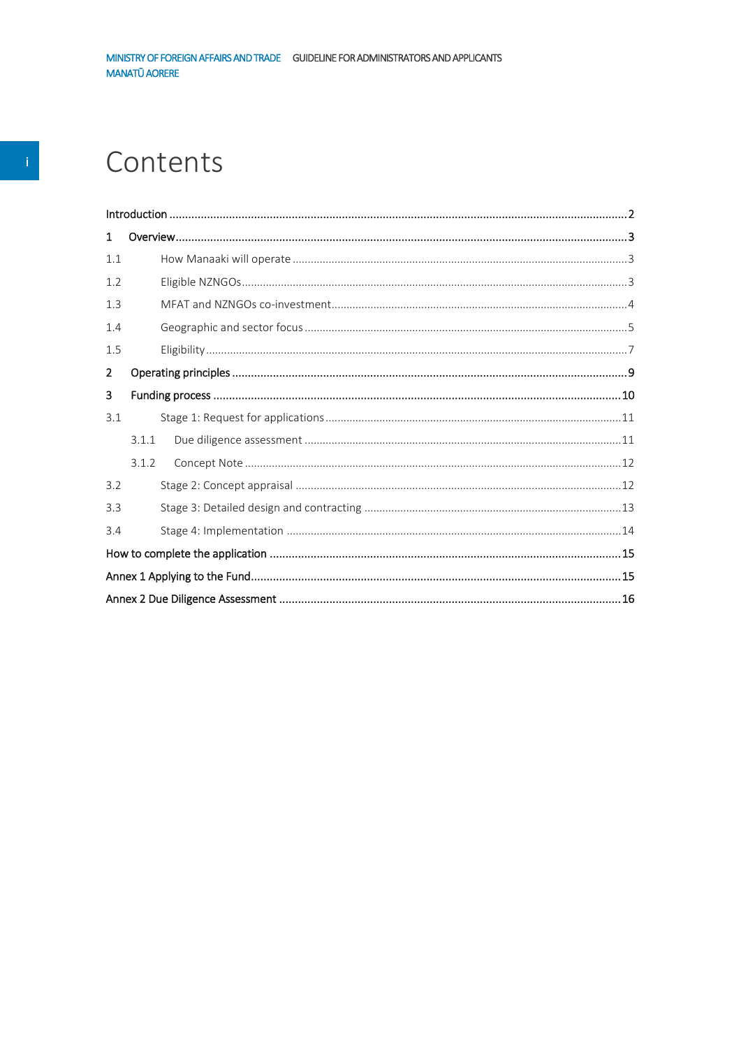# Contents

Introduction ..... 2

1 Overview ..... 3

1.1 How Manaaki will operate ..... 3

1.2 Eligible NZNGOs ..... 3

1.3 MFAT and NZNGOs co-investment ..... 4

1.4 Geographic and sector focus ..... 5

1.5 Eligibility ..... 7

2 Operating principles ..... 9

3 Funding process ..... 10

3.1 Stage 1: Request for applications ..... 11

3.1.1 Due diligence assessment ..... 11

3.1.2 Concept Note ..... 12

3.2 Stage 2: Concept appraisal ..... 12

3.3 Stage 3: Detailed design and contracting ..... 13

3.4 Stage 4: Implementation ..... 14

How to complete the application ..... 15

Annex 1 Applying to the Fund ..... 15

Annex 2 Due Diligence Assessment ..... 16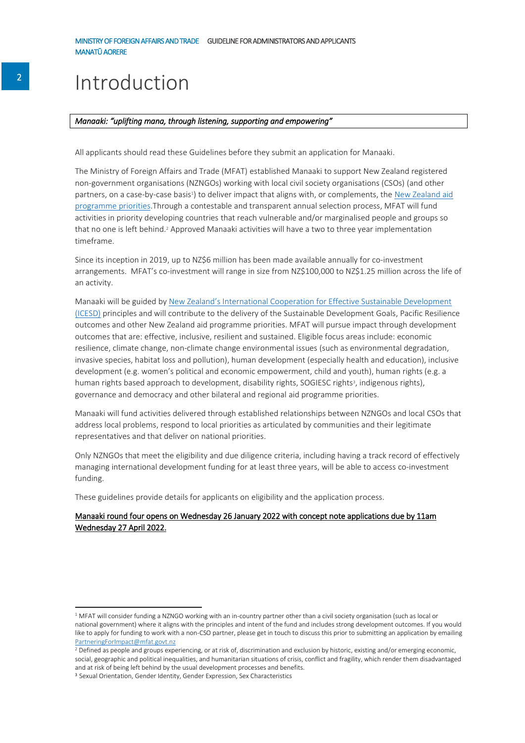# Introduction

*Manaaki: "uplifting mana, through listening, supporting and empowering"*

All applicants should read these Guidelines before they submit an application for Manaaki.

The Ministry of Foreign Affairs and Trade (MFAT) established Manaaki to support New Zealand registered non-government organisations (NZNGOs) working with local civil society organisations (CSOs) (and other partners, on a case-by-case basis[1]) to deliver impact that aligns with, or complements, the New Zealand aid programme priorities.Through a contestable and transparent annual selection process, MFAT will fund activities in priority developing countries that reach vulnerable and/or marginalised people and groups so that no one is left behind.[2] Approved Manaaki activities will have a two to three year implementation timeframe.

Since its inception in 2019, up to NZ$6 million has been made available annually for co-investment arrangements. MFAT's co-investment will range in size from NZ$100,000 to NZ$1.25 million across the life of an activity.

Manaaki will be guided by New Zealand's International Cooperation for Effective Sustainable Development (ICESD) principles and will contribute to the delivery of the Sustainable Development Goals, Pacific Resilience outcomes and other New Zealand aid programme priorities. MFAT will pursue impact through development outcomes that are: effective, inclusive, resilient and sustained. Eligible focus areas include: economic resilience, climate change, non-climate change environmental issues (such as environmental degradation, invasive species, habitat loss and pollution), human development (especially health and education), inclusive development (e.g. women's political and economic empowerment, child and youth), human rights (e.g. a human rights based approach to development, disability rights, SOGIESC rights[3], indigenous rights), governance and democracy and other bilateral and regional aid programme priorities.

Manaaki will fund activities delivered through established relationships between NZNGOs and local CSOs that address local problems, respond to local priorities as articulated by communities and their legitimate representatives and that deliver on national priorities.

Only NZNGOs that meet the eligibility and due diligence criteria, including having a track record of effectively managing international development funding for at least three years, will be able to access co-investment funding.

These guidelines provide details for applicants on eligibility and the application process.

**Manaaki round four opens on Wednesday 26 January 2022 with concept note applications due by 11am Wednesday 27 April 2022.**

---

[1] MFAT will consider funding a NZNGO working with an in-country partner other than a civil society organisation (such as local or national government) where it aligns with the principles and intent of the fund and includes strong development outcomes. If you would like to apply for funding to work with a non-CSO partner, please get in touch to discuss this prior to submitting an application by emailing PartneringForImpact@mfat.govt.nz

[2] Defined as people and groups experiencing, or at risk of, discrimination and exclusion by historic, existing and/or emerging economic, social, geographic and political inequalities, and humanitarian situations of crisis, conflict and fragility, which render them disadvantaged and at risk of being left behind by the usual development processes and benefits.

[3] Sexual Orientation, Gender Identity, Gender Expression, Sex Characteristics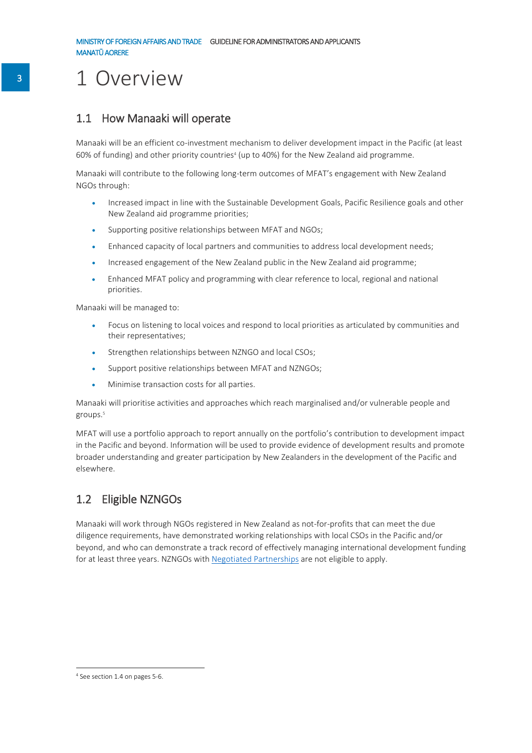# 1 Overview

## 1.1 How Manaaki will operate

Manaaki will be an efficient co-investment mechanism to deliver development impact in the Pacific (at least 60% of funding) and other priority countries[4] (up to 40%) for the New Zealand aid programme.

Manaaki will contribute to the following long-term outcomes of MFAT's engagement with New Zealand NGOs through:

- Increased impact in line with the Sustainable Development Goals, Pacific Resilience goals and other New Zealand aid programme priorities;
- Supporting positive relationships between MFAT and NGOs;
- Enhanced capacity of local partners and communities to address local development needs;
- Increased engagement of the New Zealand public in the New Zealand aid programme;
- Enhanced MFAT policy and programming with clear reference to local, regional and national priorities.

Manaaki will be managed to:

- Focus on listening to local voices and respond to local priorities as articulated by communities and their representatives;
- Strengthen relationships between NZNGO and local CSOs;
- Support positive relationships between MFAT and NZNGOs;
- Minimise transaction costs for all parties.

Manaaki will prioritise activities and approaches which reach marginalised and/or vulnerable people and groups.[5]

MFAT will use a portfolio approach to report annually on the portfolio's contribution to development impact in the Pacific and beyond. Information will be used to provide evidence of development results and promote broader understanding and greater participation by New Zealanders in the development of the Pacific and elsewhere.

## 1.2 Eligible NZNGOs

Manaaki will work through NGOs registered in New Zealand as not-for-profits that can meet the due diligence requirements, have demonstrated working relationships with local CSOs in the Pacific and/or beyond, and who can demonstrate a track record of effectively managing international development funding for at least three years. NZNGOs with Negotiated Partnerships are not eligible to apply.

[4] See section 1.4 on pages 5-6.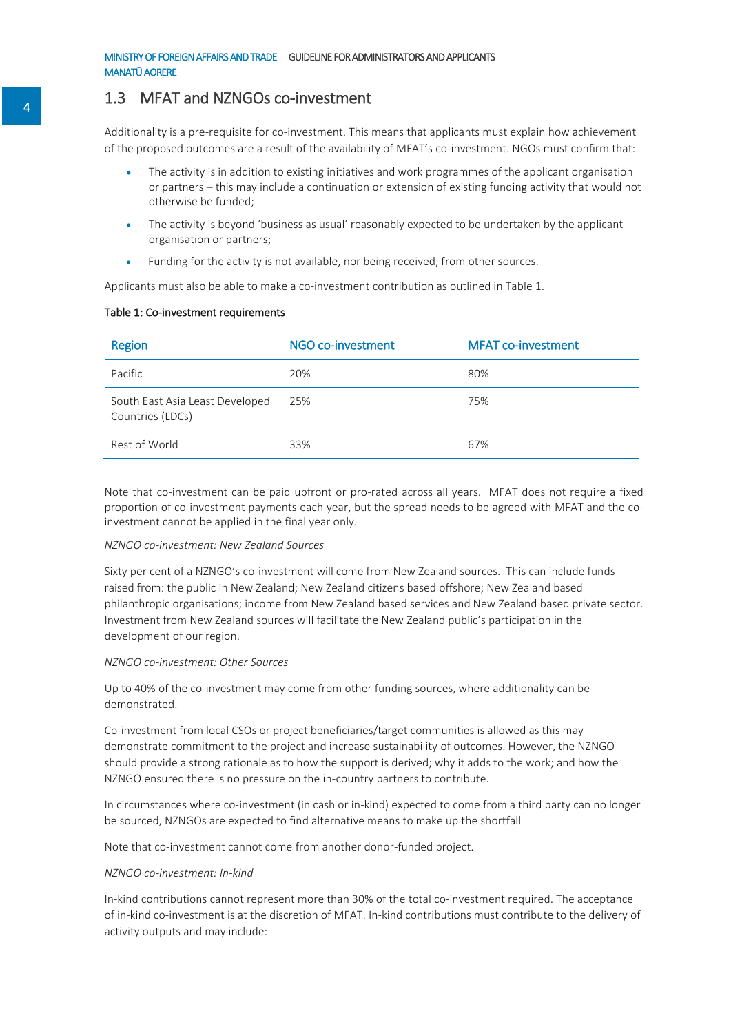## 1.3 MFAT and NZNGOs co-investment

Additionality is a pre-requisite for co-investment. This means that applicants must explain how achievement of the proposed outcomes are a result of the availability of MFAT's co-investment. NGOs must confirm that:

- The activity is in addition to existing initiatives and work programmes of the applicant organisation or partners – this may include a continuation or extension of existing funding activity that would not otherwise be funded;
- The activity is beyond 'business as usual' reasonably expected to be undertaken by the applicant organisation or partners;
- Funding for the activity is not available, nor being received, from other sources.

Applicants must also be able to make a co-investment contribution as outlined in Table 1.

**Table 1: Co-investment requirements**

| Region | NGO co-investment | MFAT co-investment |
|---|---|---|
| Pacific | 20% | 80% |
| South East Asia Least Developed Countries (LDCs) | 25% | 75% |
| Rest of World | 33% | 67% |

Note that co-investment can be paid upfront or pro-rated across all years. MFAT does not require a fixed proportion of co-investment payments each year, but the spread needs to be agreed with MFAT and the co-investment cannot be applied in the final year only.

*NZNGO co-investment: New Zealand Sources*

Sixty per cent of a NZNGO's co-investment will come from New Zealand sources. This can include funds raised from: the public in New Zealand; New Zealand citizens based offshore; New Zealand based philanthropic organisations; income from New Zealand based services and New Zealand based private sector. Investment from New Zealand sources will facilitate the New Zealand public's participation in the development of our region.

*NZNGO co-investment: Other Sources*

Up to 40% of the co-investment may come from other funding sources, where additionality can be demonstrated.

Co-investment from local CSOs or project beneficiaries/target communities is allowed as this may demonstrate commitment to the project and increase sustainability of outcomes. However, the NZNGO should provide a strong rationale as to how the support is derived; why it adds to the work; and how the NZNGO ensured there is no pressure on the in-country partners to contribute.

In circumstances where co-investment (in cash or in-kind) expected to come from a third party can no longer be sourced, NZNGOs are expected to find alternative means to make up the shortfall

Note that co-investment cannot come from another donor-funded project.

*NZNGO co-investment: In-kind*

In-kind contributions cannot represent more than 30% of the total co-investment required. The acceptance of in-kind co-investment is at the discretion of MFAT. In-kind contributions must contribute to the delivery of activity outputs and may include: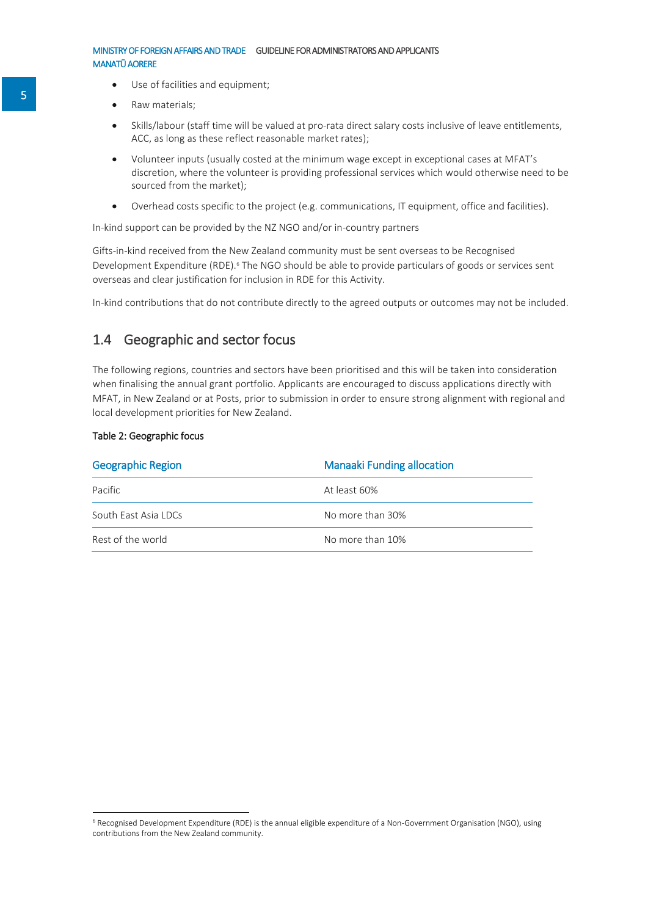- Use of facilities and equipment;
- Raw materials;
- Skills/labour (staff time will be valued at pro-rata direct salary costs inclusive of leave entitlements, ACC, as long as these reflect reasonable market rates);
- Volunteer inputs (usually costed at the minimum wage except in exceptional cases at MFAT's discretion, where the volunteer is providing professional services which would otherwise need to be sourced from the market);
- Overhead costs specific to the project (e.g. communications, IT equipment, office and facilities).

In-kind support can be provided by the NZ NGO and/or in-country partners

Gifts-in-kind received from the New Zealand community must be sent overseas to be Recognised Development Expenditure (RDE).[6] The NGO should be able to provide particulars of goods or services sent overseas and clear justification for inclusion in RDE for this Activity.

In-kind contributions that do not contribute directly to the agreed outputs or outcomes may not be included.

## 1.4 Geographic and sector focus

The following regions, countries and sectors have been prioritised and this will be taken into consideration when finalising the annual grant portfolio. Applicants are encouraged to discuss applications directly with MFAT, in New Zealand or at Posts, prior to submission in order to ensure strong alignment with regional and local development priorities for New Zealand.

**Table 2: Geographic focus**

| Geographic Region | Manaaki Funding allocation |
|---|---|
| Pacific | At least 60% |
| South East Asia LDCs | No more than 30% |
| Rest of the world | No more than 10% |

[6] Recognised Development Expenditure (RDE) is the annual eligible expenditure of a Non-Government Organisation (NGO), using contributions from the New Zealand community.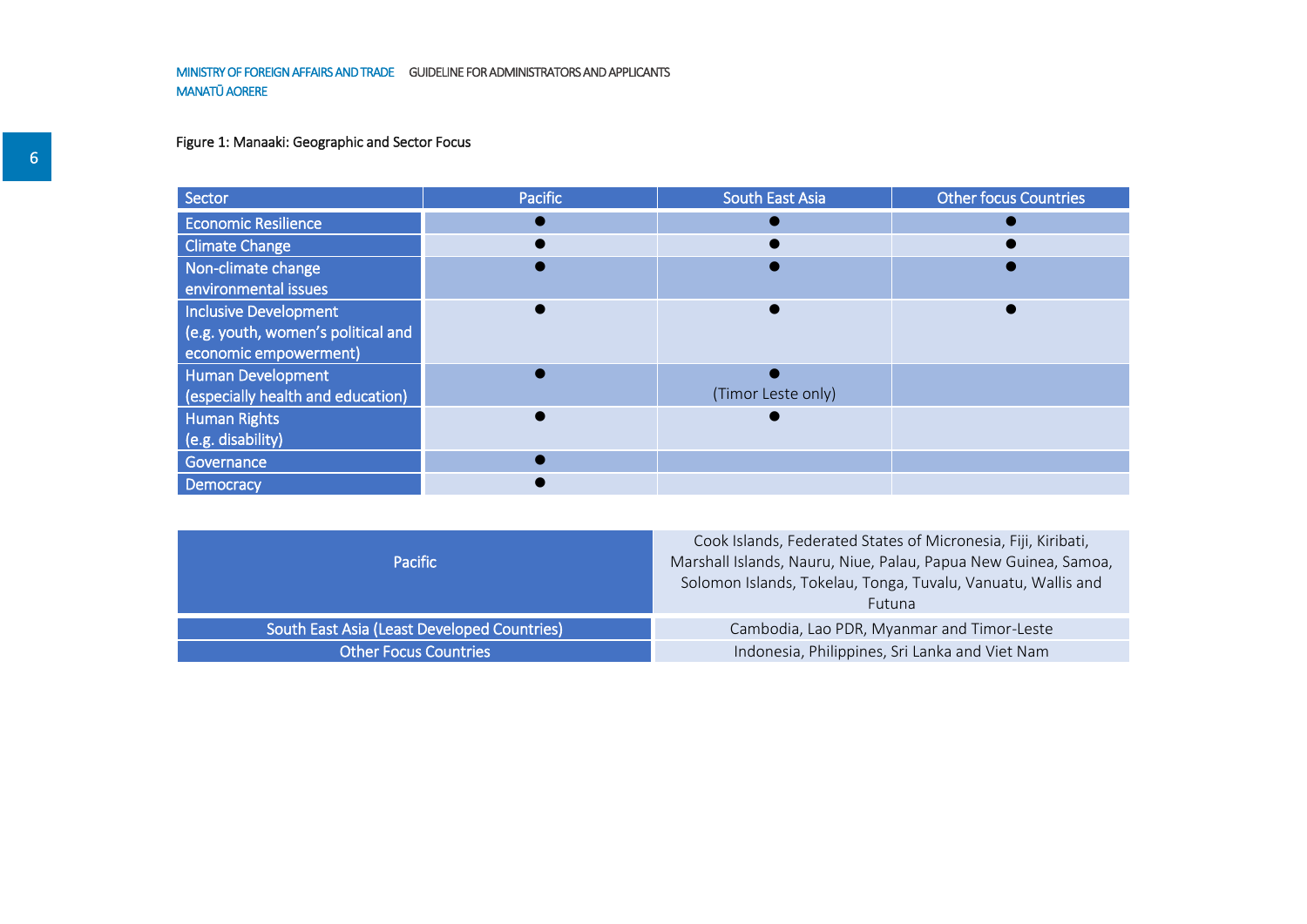Figure 1: Manaaki: Geographic and Sector Focus

| Sector | Pacific | South East Asia | Other focus Countries |
| --- | --- | --- | --- |
| Economic Resilience | ● | ● | ● |
| Climate Change | ● | ● | ● |
| Non-climate change environmental issues | ● | ● | ● |
| Inclusive Development (e.g. youth, women's political and economic empowerment) | ● | ● | ● |
| Human Development (especially health and education) | ● | ● (Timor Leste only) | |
| Human Rights (e.g. disability) | ● | ● | |
| Governance | ● | | |
| Democracy | ● | | |

| | |
| --- | --- |
| Pacific | Cook Islands, Federated States of Micronesia, Fiji, Kiribati, Marshall Islands, Nauru, Niue, Palau, Papua New Guinea, Samoa, Solomon Islands, Tokelau, Tonga, Tuvalu, Vanuatu, Wallis and Futuna |
| South East Asia (Least Developed Countries) | Cambodia, Lao PDR, Myanmar and Timor-Leste |
| Other Focus Countries | Indonesia, Philippines, Sri Lanka and Viet Nam |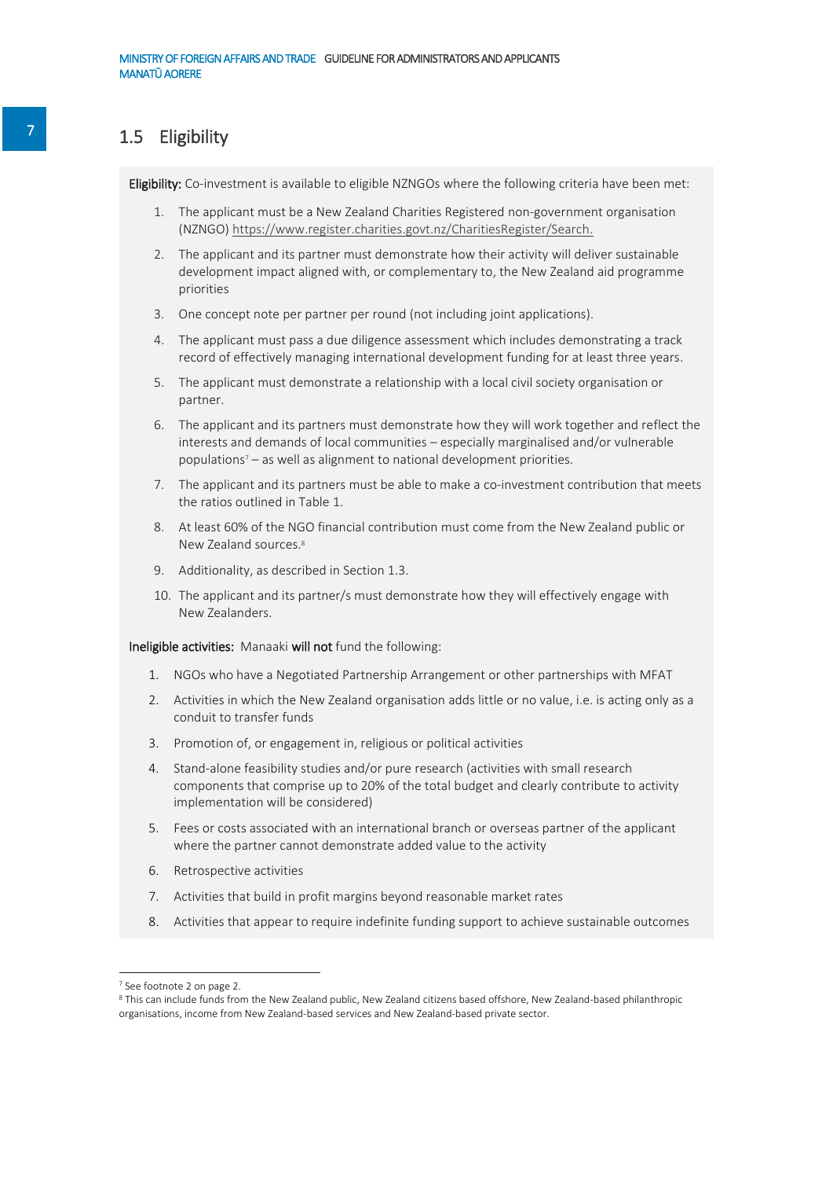## 1.5 Eligibility

**Eligibility:** Co-investment is available to eligible NZNGOs where the following criteria have been met:

1. The applicant must be a New Zealand Charities Registered non-government organisation (NZNGO) https://www.register.charities.govt.nz/CharitiesRegister/Search.
2. The applicant and its partner must demonstrate how their activity will deliver sustainable development impact aligned with, or complementary to, the New Zealand aid programme priorities
3. One concept note per partner per round (not including joint applications).
4. The applicant must pass a due diligence assessment which includes demonstrating a track record of effectively managing international development funding for at least three years.
5. The applicant must demonstrate a relationship with a local civil society organisation or partner.
6. The applicant and its partners must demonstrate how they will work together and reflect the interests and demands of local communities – especially marginalised and/or vulnerable populations[7] – as well as alignment to national development priorities.
7. The applicant and its partners must be able to make a co-investment contribution that meets the ratios outlined in Table 1.
8. At least 60% of the NGO financial contribution must come from the New Zealand public or New Zealand sources.[8]
9. Additionality, as described in Section 1.3.
10. The applicant and its partner/s must demonstrate how they will effectively engage with New Zealanders.

**Ineligible activities:** Manaaki **will not** fund the following:

1. NGOs who have a Negotiated Partnership Arrangement or other partnerships with MFAT
2. Activities in which the New Zealand organisation adds little or no value, i.e. is acting only as a conduit to transfer funds
3. Promotion of, or engagement in, religious or political activities
4. Stand-alone feasibility studies and/or pure research (activities with small research components that comprise up to 20% of the total budget and clearly contribute to activity implementation will be considered)
5. Fees or costs associated with an international branch or overseas partner of the applicant where the partner cannot demonstrate added value to the activity
6. Retrospective activities
7. Activities that build in profit margins beyond reasonable market rates
8. Activities that appear to require indefinite funding support to achieve sustainable outcomes

---

[7] See footnote 2 on page 2.

[8] This can include funds from the New Zealand public, New Zealand citizens based offshore, New Zealand-based philanthropic organisations, income from New Zealand-based services and New Zealand-based private sector.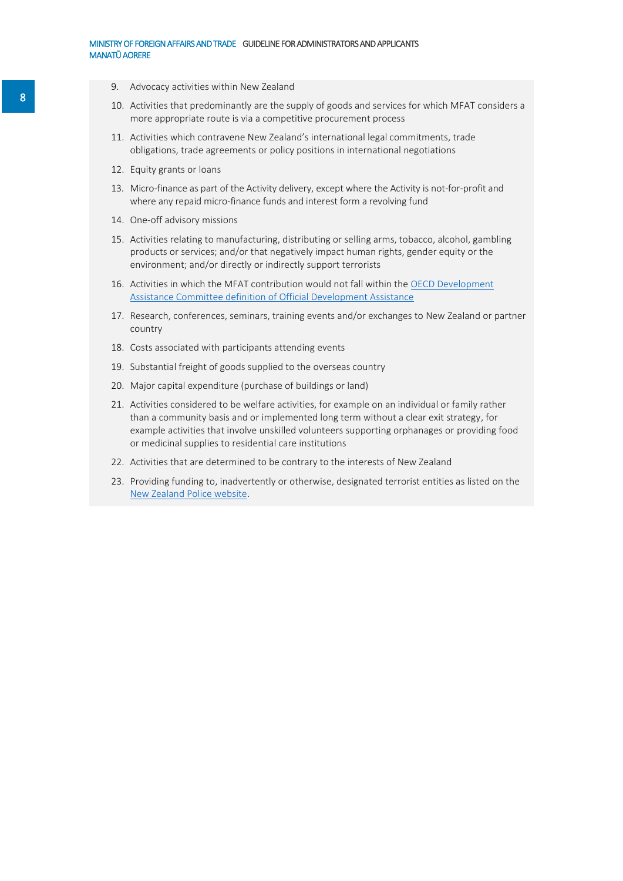9. Advocacy activities within New Zealand
10. Activities that predominantly are the supply of goods and services for which MFAT considers a more appropriate route is via a competitive procurement process
11. Activities which contravene New Zealand's international legal commitments, trade obligations, trade agreements or policy positions in international negotiations
12. Equity grants or loans
13. Micro-finance as part of the Activity delivery, except where the Activity is not-for-profit and where any repaid micro-finance funds and interest form a revolving fund
14. One-off advisory missions
15. Activities relating to manufacturing, distributing or selling arms, tobacco, alcohol, gambling products or services; and/or that negatively impact human rights, gender equity or the environment; and/or directly or indirectly support terrorists
16. Activities in which the MFAT contribution would not fall within the [OECD Development Assistance Committee definition of Official Development Assistance]
17. Research, conferences, seminars, training events and/or exchanges to New Zealand or partner country
18. Costs associated with participants attending events
19. Substantial freight of goods supplied to the overseas country
20. Major capital expenditure (purchase of buildings or land)
21. Activities considered to be welfare activities, for example on an individual or family rather than a community basis and or implemented long term without a clear exit strategy, for example activities that involve unskilled volunteers supporting orphanages or providing food or medicinal supplies to residential care institutions
22. Activities that are determined to be contrary to the interests of New Zealand
23. Providing funding to, inadvertently or otherwise, designated terrorist entities as listed on the [New Zealand Police website].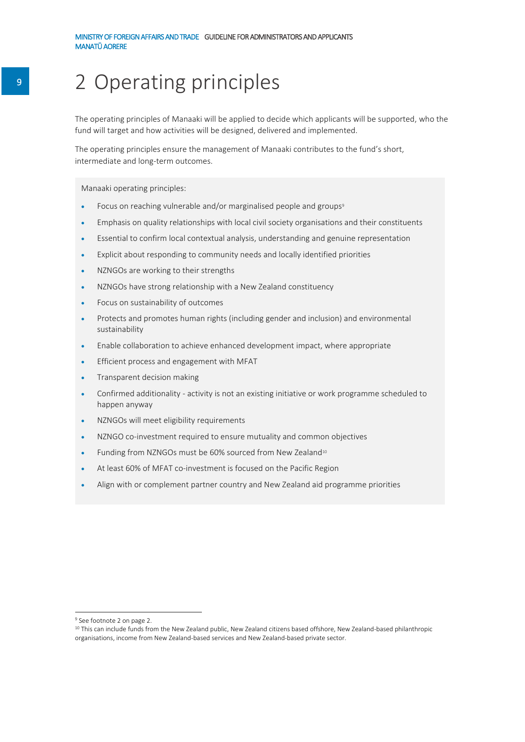# 2 Operating principles

The operating principles of Manaaki will be applied to decide which applicants will be supported, who the fund will target and how activities will be designed, delivered and implemented.

The operating principles ensure the management of Manaaki contributes to the fund's short, intermediate and long-term outcomes.

Manaaki operating principles:

- Focus on reaching vulnerable and/or marginalised people and groups[9]
- Emphasis on quality relationships with local civil society organisations and their constituents
- Essential to confirm local contextual analysis, understanding and genuine representation
- Explicit about responding to community needs and locally identified priorities
- NZNGOs are working to their strengths
- NZNGOs have strong relationship with a New Zealand constituency
- Focus on sustainability of outcomes
- Protects and promotes human rights (including gender and inclusion) and environmental sustainability
- Enable collaboration to achieve enhanced development impact, where appropriate
- Efficient process and engagement with MFAT
- Transparent decision making
- Confirmed additionality - activity is not an existing initiative or work programme scheduled to happen anyway
- NZNGOs will meet eligibility requirements
- NZNGO co-investment required to ensure mutuality and common objectives
- Funding from NZNGOs must be 60% sourced from New Zealand[10]
- At least 60% of MFAT co-investment is focused on the Pacific Region
- Align with or complement partner country and New Zealand aid programme priorities

---

[9] See footnote 2 on page 2.

[10] This can include funds from the New Zealand public, New Zealand citizens based offshore, New Zealand-based philanthropic organisations, income from New Zealand-based services and New Zealand-based private sector.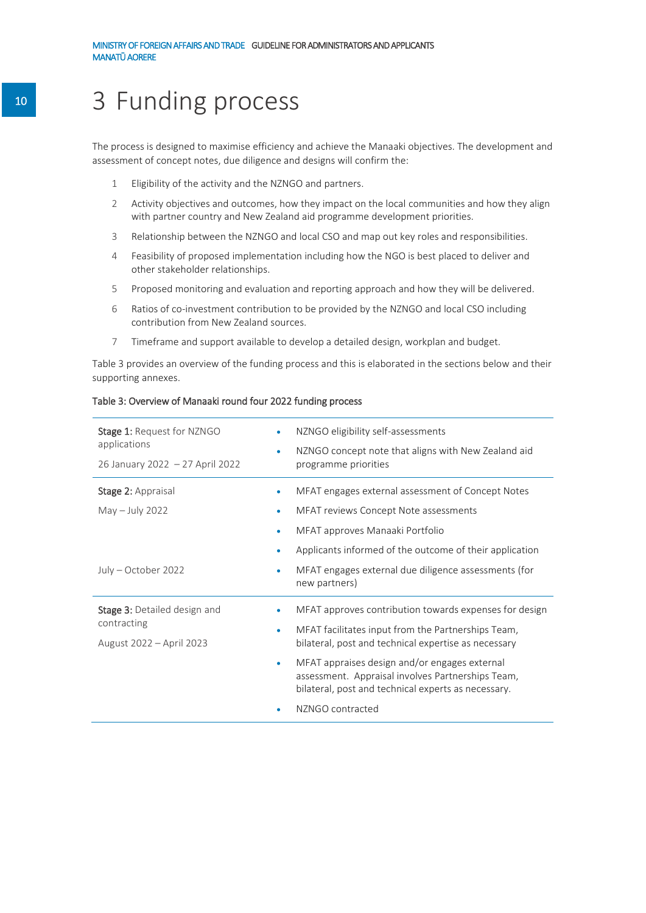# 3 Funding process

The process is designed to maximise efficiency and achieve the Manaaki objectives. The development and assessment of concept notes, due diligence and designs will confirm the:

1. Eligibility of the activity and the NZNGO and partners.
2. Activity objectives and outcomes, how they impact on the local communities and how they align with partner country and New Zealand aid programme development priorities.
3. Relationship between the NZNGO and local CSO and map out key roles and responsibilities.
4. Feasibility of proposed implementation including how the NGO is best placed to deliver and other stakeholder relationships.
5. Proposed monitoring and evaluation and reporting approach and how they will be delivered.
6. Ratios of co-investment contribution to be provided by the NZNGO and local CSO including contribution from New Zealand sources.
7. Timeframe and support available to develop a detailed design, workplan and budget.

Table 3 provides an overview of the funding process and this is elaborated in the sections below and their supporting annexes.

Table 3: Overview of Manaaki round four 2022 funding process

| | |
|---|---|
| **Stage 1:** Request for NZNGO applications<br><br>26 January 2022 – 27 April 2022 | • NZNGO eligibility self-assessments<br>• NZNGO concept note that aligns with New Zealand aid programme priorities |
| **Stage 2:** Appraisal<br><br>May – July 2022 | • MFAT engages external assessment of Concept Notes<br>• MFAT reviews Concept Note assessments<br>• MFAT approves Manaaki Portfolio<br>• Applicants informed of the outcome of their application |
| July – October 2022 | • MFAT engages external due diligence assessments (for new partners) |
| **Stage 3:** Detailed design and contracting<br><br>August 2022 – April 2023 | • MFAT approves contribution towards expenses for design<br>• MFAT facilitates input from the Partnerships Team, bilateral, post and technical expertise as necessary<br>• MFAT appraises design and/or engages external assessment. Appraisal involves Partnerships Team, bilateral, post and technical experts as necessary.<br>• NZNGO contracted |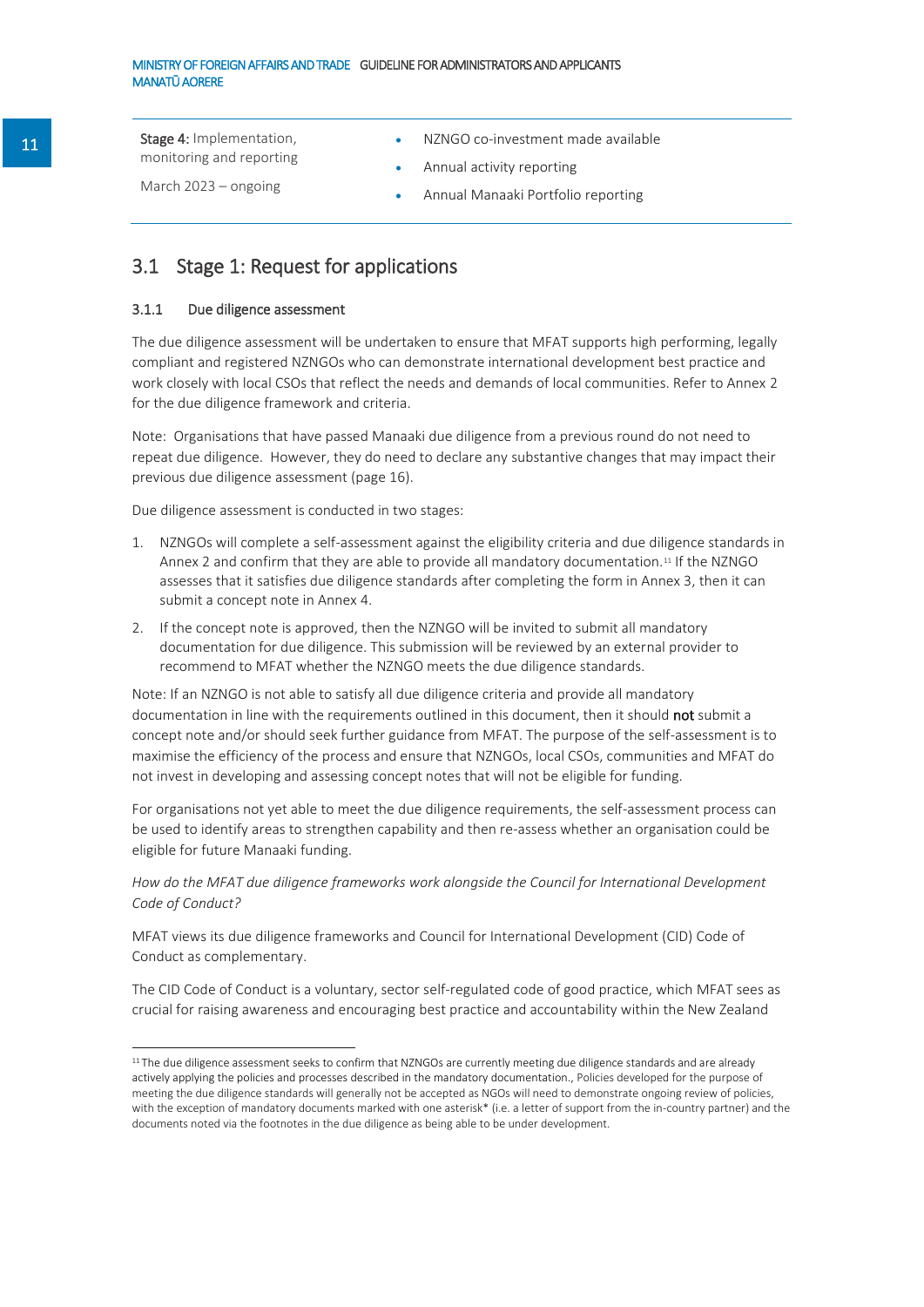| | |
|---|---|
| **Stage 4:** Implementation, monitoring and reporting<br><br>March 2023 – ongoing | • NZNGO co-investment made available<br>• Annual activity reporting<br>• Annual Manaaki Portfolio reporting |

## 3.1 Stage 1: Request for applications

### 3.1.1 Due diligence assessment

The due diligence assessment will be undertaken to ensure that MFAT supports high performing, legally compliant and registered NZNGOs who can demonstrate international development best practice and work closely with local CSOs that reflect the needs and demands of local communities. Refer to Annex 2 for the due diligence framework and criteria.

Note: Organisations that have passed Manaaki due diligence from a previous round do not need to repeat due diligence. However, they do need to declare any substantive changes that may impact their previous due diligence assessment (page 16).

Due diligence assessment is conducted in two stages:

1. NZNGOs will complete a self-assessment against the eligibility criteria and due diligence standards in Annex 2 and confirm that they are able to provide all mandatory documentation.[11] If the NZNGO assesses that it satisfies due diligence standards after completing the form in Annex 3, then it can submit a concept note in Annex 4.
2. If the concept note is approved, then the NZNGO will be invited to submit all mandatory documentation for due diligence. This submission will be reviewed by an external provider to recommend to MFAT whether the NZNGO meets the due diligence standards.

Note: If an NZNGO is not able to satisfy all due diligence criteria and provide all mandatory documentation in line with the requirements outlined in this document, then it should **not** submit a concept note and/or should seek further guidance from MFAT. The purpose of the self-assessment is to maximise the efficiency of the process and ensure that NZNGOs, local CSOs, communities and MFAT do not invest in developing and assessing concept notes that will not be eligible for funding.

For organisations not yet able to meet the due diligence requirements, the self-assessment process can be used to identify areas to strengthen capability and then re-assess whether an organisation could be eligible for future Manaaki funding.

*How do the MFAT due diligence frameworks work alongside the Council for International Development Code of Conduct?*

MFAT views its due diligence frameworks and Council for International Development (CID) Code of Conduct as complementary.

The CID Code of Conduct is a voluntary, sector self-regulated code of good practice, which MFAT sees as crucial for raising awareness and encouraging best practice and accountability within the New Zealand

[11] The due diligence assessment seeks to confirm that NZNGOs are currently meeting due diligence standards and are already actively applying the policies and processes described in the mandatory documentation., Policies developed for the purpose of meeting the due diligence standards will generally not be accepted as NGOs will need to demonstrate ongoing review of policies, with the exception of mandatory documents marked with one asterisk* (i.e. a letter of support from the in-country partner) and the documents noted via the footnotes in the due diligence as being able to be under development.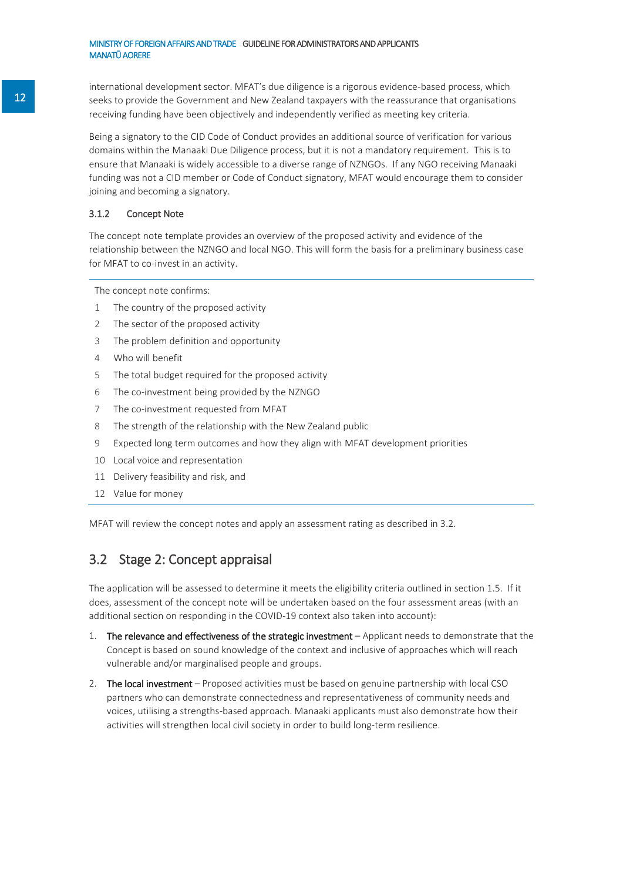international development sector. MFAT's due diligence is a rigorous evidence-based process, which seeks to provide the Government and New Zealand taxpayers with the reassurance that organisations receiving funding have been objectively and independently verified as meeting key criteria.

Being a signatory to the CID Code of Conduct provides an additional source of verification for various domains within the Manaaki Due Diligence process, but it is not a mandatory requirement. This is to ensure that Manaaki is widely accessible to a diverse range of NZNGOs. If any NGO receiving Manaaki funding was not a CID member or Code of Conduct signatory, MFAT would encourage them to consider joining and becoming a signatory.

### 3.1.2 Concept Note

The concept note template provides an overview of the proposed activity and evidence of the relationship between the NZNGO and local NGO. This will form the basis for a preliminary business case for MFAT to co-invest in an activity.

The concept note confirms:

1. The country of the proposed activity
2. The sector of the proposed activity
3. The problem definition and opportunity
4. Who will benefit
5. The total budget required for the proposed activity
6. The co-investment being provided by the NZNGO
7. The co-investment requested from MFAT
8. The strength of the relationship with the New Zealand public
9. Expected long term outcomes and how they align with MFAT development priorities
10. Local voice and representation
11. Delivery feasibility and risk, and
12. Value for money

MFAT will review the concept notes and apply an assessment rating as described in 3.2.

## 3.2 Stage 2: Concept appraisal

The application will be assessed to determine it meets the eligibility criteria outlined in section 1.5. If it does, assessment of the concept note will be undertaken based on the four assessment areas (with an additional section on responding in the COVID-19 context also taken into account):

1. **The relevance and effectiveness of the strategic investment** – Applicant needs to demonstrate that the Concept is based on sound knowledge of the context and inclusive of approaches which will reach vulnerable and/or marginalised people and groups.
2. **The local investment** – Proposed activities must be based on genuine partnership with local CSO partners who can demonstrate connectedness and representativeness of community needs and voices, utilising a strengths-based approach. Manaaki applicants must also demonstrate how their activities will strengthen local civil society in order to build long-term resilience.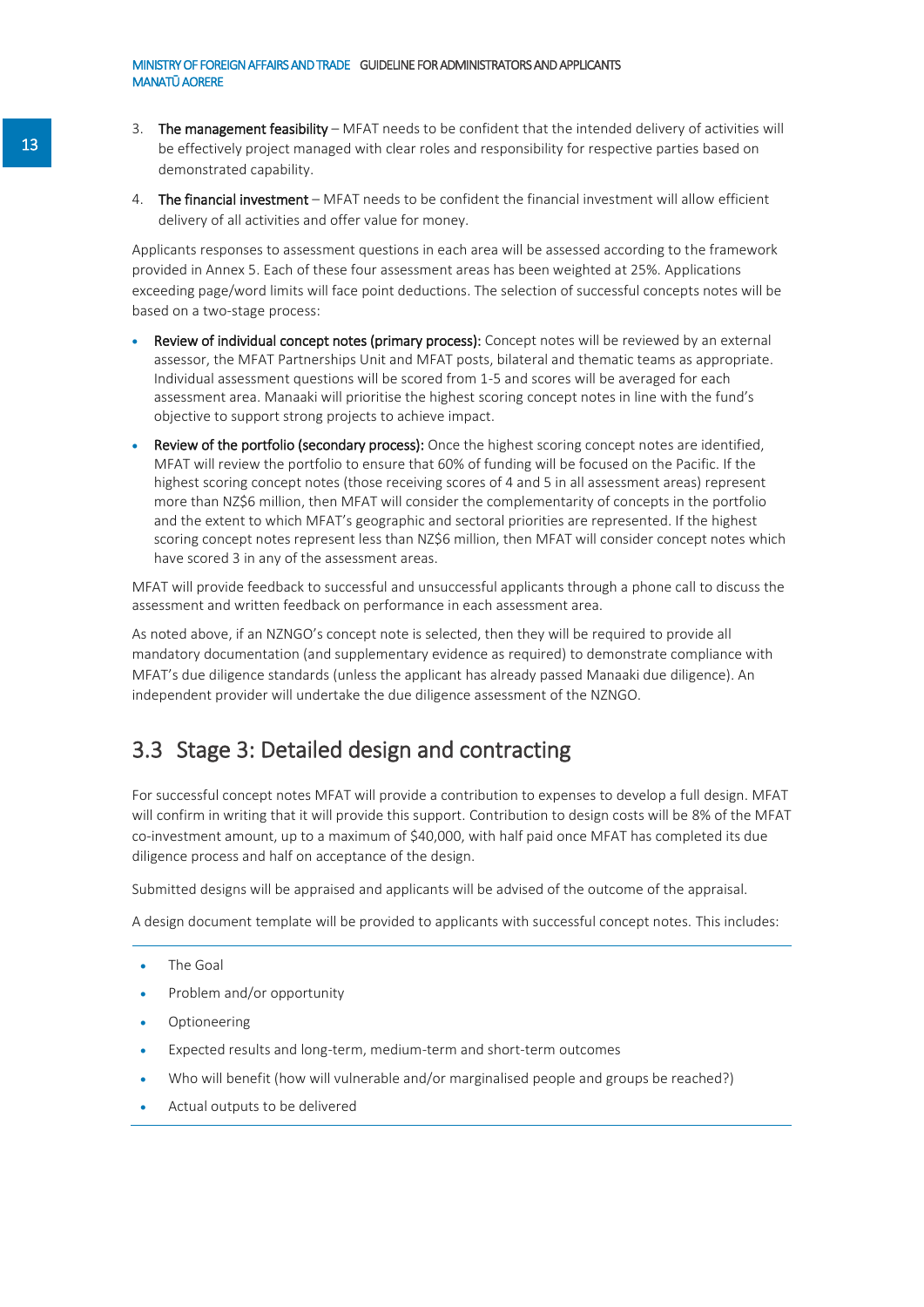3. **The management feasibility** – MFAT needs to be confident that the intended delivery of activities will be effectively project managed with clear roles and responsibility for respective parties based on demonstrated capability.

4. **The financial investment** – MFAT needs to be confident the financial investment will allow efficient delivery of all activities and offer value for money.

Applicants responses to assessment questions in each area will be assessed according to the framework provided in Annex 5. Each of these four assessment areas has been weighted at 25%. Applications exceeding page/word limits will face point deductions. The selection of successful concepts notes will be based on a two-stage process:

- **Review of individual concept notes (primary process):** Concept notes will be reviewed by an external assessor, the MFAT Partnerships Unit and MFAT posts, bilateral and thematic teams as appropriate. Individual assessment questions will be scored from 1-5 and scores will be averaged for each assessment area. Manaaki will prioritise the highest scoring concept notes in line with the fund's objective to support strong projects to achieve impact.
- **Review of the portfolio (secondary process):** Once the highest scoring concept notes are identified, MFAT will review the portfolio to ensure that 60% of funding will be focused on the Pacific. If the highest scoring concept notes (those receiving scores of 4 and 5 in all assessment areas) represent more than NZ$6 million, then MFAT will consider the complementarity of concepts in the portfolio and the extent to which MFAT's geographic and sectoral priorities are represented. If the highest scoring concept notes represent less than NZ$6 million, then MFAT will consider concept notes which have scored 3 in any of the assessment areas.

MFAT will provide feedback to successful and unsuccessful applicants through a phone call to discuss the assessment and written feedback on performance in each assessment area.

As noted above, if an NZNGO's concept note is selected, then they will be required to provide all mandatory documentation (and supplementary evidence as required) to demonstrate compliance with MFAT's due diligence standards (unless the applicant has already passed Manaaki due diligence). An independent provider will undertake the due diligence assessment of the NZNGO.

## 3.3 Stage 3: Detailed design and contracting

For successful concept notes MFAT will provide a contribution to expenses to develop a full design. MFAT will confirm in writing that it will provide this support. Contribution to design costs will be 8% of the MFAT co-investment amount, up to a maximum of $40,000, with half paid once MFAT has completed its due diligence process and half on acceptance of the design.

Submitted designs will be appraised and applicants will be advised of the outcome of the appraisal.

A design document template will be provided to applicants with successful concept notes. This includes:

- The Goal
- Problem and/or opportunity
- Optioneering
- Expected results and long-term, medium-term and short-term outcomes
- Who will benefit (how will vulnerable and/or marginalised people and groups be reached?)
- Actual outputs to be delivered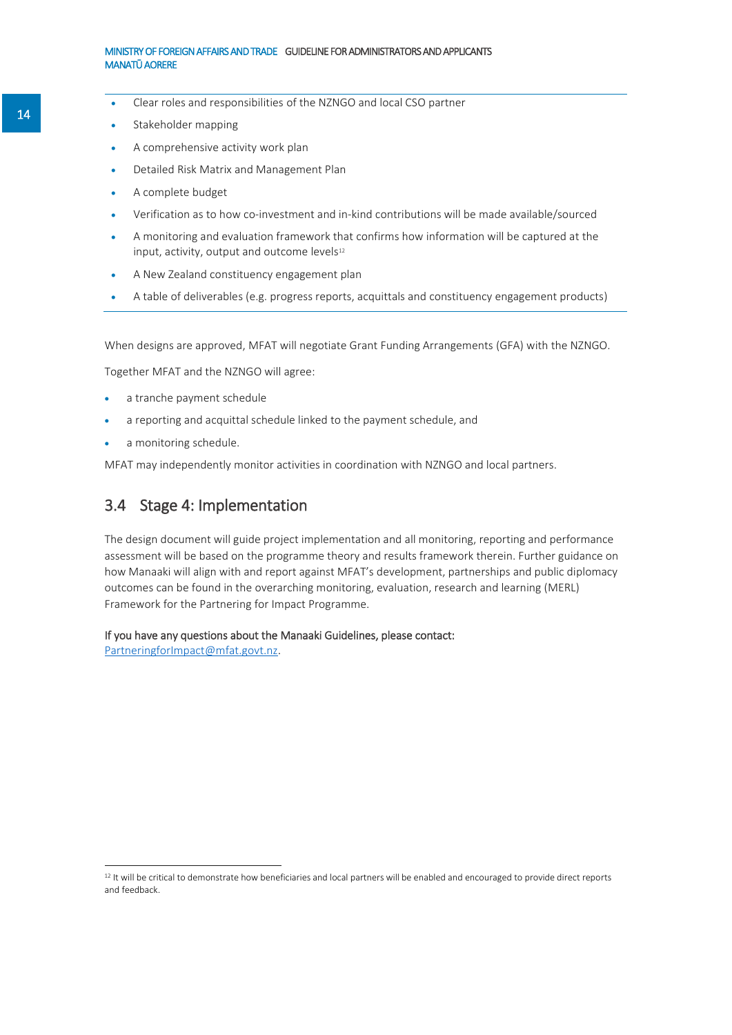- Clear roles and responsibilities of the NZNGO and local CSO partner
- Stakeholder mapping
- A comprehensive activity work plan
- Detailed Risk Matrix and Management Plan
- A complete budget
- Verification as to how co-investment and in-kind contributions will be made available/sourced
- A monitoring and evaluation framework that confirms how information will be captured at the input, activity, output and outcome levels[12]
- A New Zealand constituency engagement plan
- A table of deliverables (e.g. progress reports, acquittals and constituency engagement products)

When designs are approved, MFAT will negotiate Grant Funding Arrangements (GFA) with the NZNGO.

Together MFAT and the NZNGO will agree:

- a tranche payment schedule
- a reporting and acquittal schedule linked to the payment schedule, and
- a monitoring schedule.

MFAT may independently monitor activities in coordination with NZNGO and local partners.

## 3.4 Stage 4: Implementation

The design document will guide project implementation and all monitoring, reporting and performance assessment will be based on the programme theory and results framework therein. Further guidance on how Manaaki will align with and report against MFAT's development, partnerships and public diplomacy outcomes can be found in the overarching monitoring, evaluation, research and learning (MERL) Framework for the Partnering for Impact Programme.

**If you have any questions about the Manaaki Guidelines, please contact:**
PartneringforImpact@mfat.govt.nz.

[12] It will be critical to demonstrate how beneficiaries and local partners will be enabled and encouraged to provide direct reports and feedback.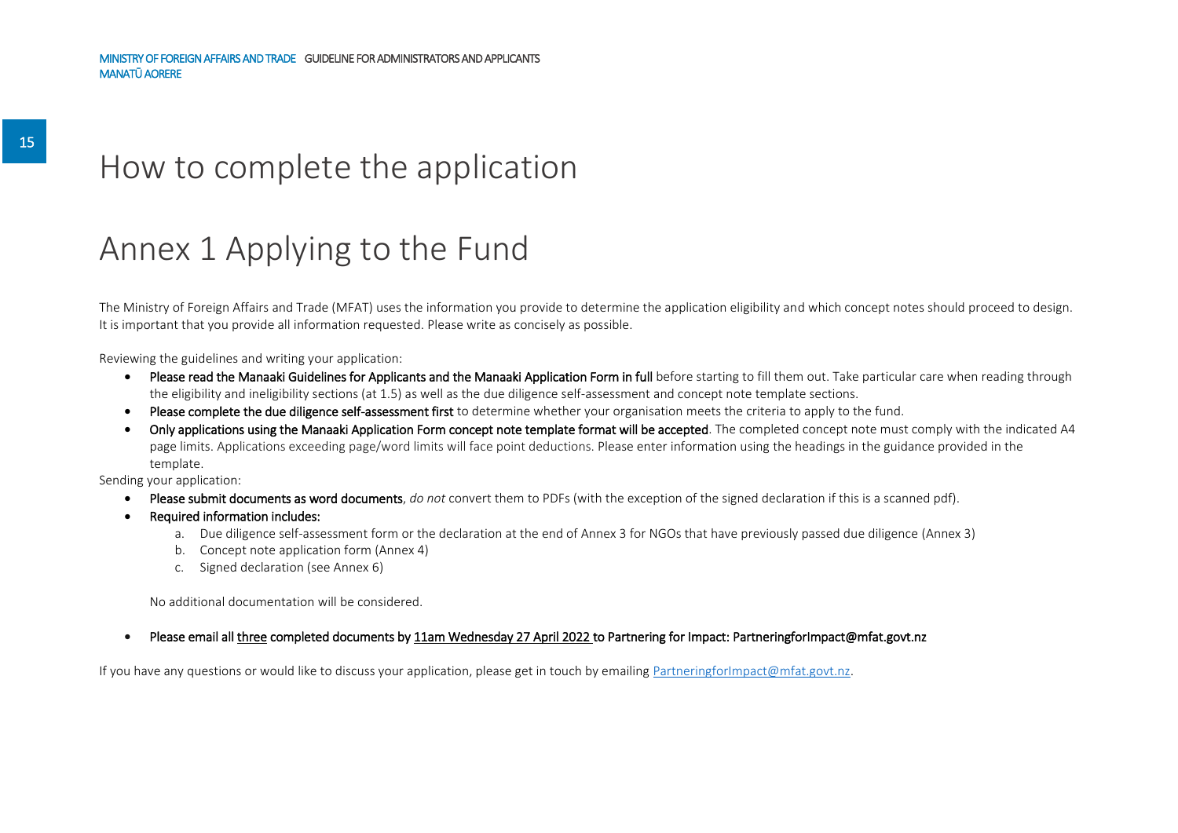# How to complete the application

# Annex 1 Applying to the Fund

The Ministry of Foreign Affairs and Trade (MFAT) uses the information you provide to determine the application eligibility and which concept notes should proceed to design. It is important that you provide all information requested. Please write as concisely as possible.

Reviewing the guidelines and writing your application:

- **Please read the Manaaki Guidelines for Applicants and the Manaaki Application Form in full** before starting to fill them out. Take particular care when reading through the eligibility and ineligibility sections (at 1.5) as well as the due diligence self-assessment and concept note template sections.
- **Please complete the due diligence self-assessment first** to determine whether your organisation meets the criteria to apply to the fund.
- **Only applications using the Manaaki Application Form concept note template format will be accepted**. The completed concept note must comply with the indicated A4 page limits. Applications exceeding page/word limits will face point deductions. Please enter information using the headings in the guidance provided in the template.

Sending your application:

- **Please submit documents as word documents**, *do not* convert them to PDFs (with the exception of the signed declaration if this is a scanned pdf).
- **Required information includes:**
  a. Due diligence self-assessment form or the declaration at the end of Annex 3 for NGOs that have previously passed due diligence (Annex 3)
  b. Concept note application form (Annex 4)
  c. Signed declaration (see Annex 6)

  No additional documentation will be considered.

- **Please email all <u>three</u> completed documents by <u>11am Wednesday 27 April 2022</u> to Partnering for Impact: PartneringforImpact@mfat.govt.nz**

If you have any questions or would like to discuss your application, please get in touch by emailing [PartneringforImpact@mfat.govt.nz](mailto:PartneringforImpact@mfat.govt.nz).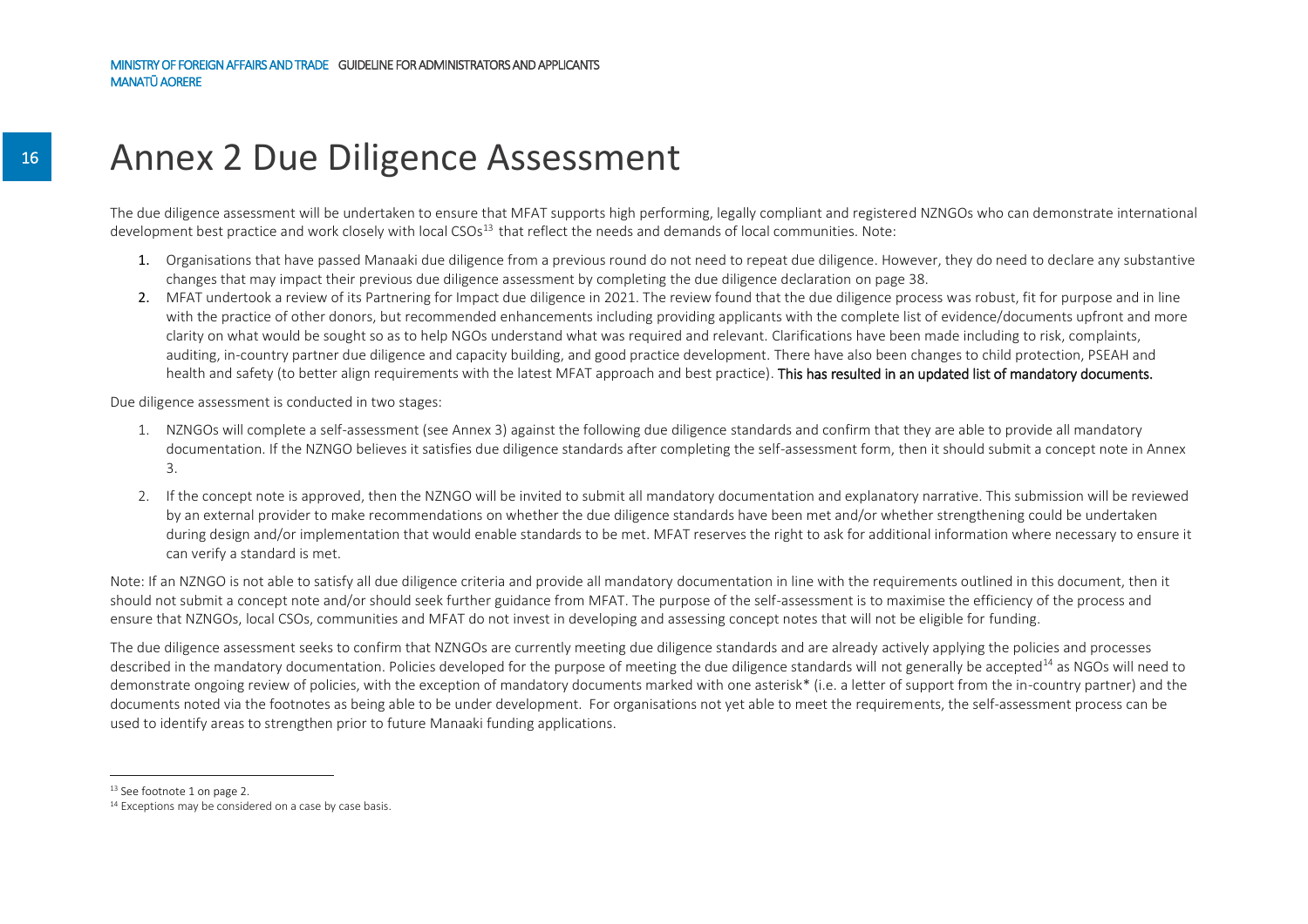# Annex 2 Due Diligence Assessment

The due diligence assessment will be undertaken to ensure that MFAT supports high performing, legally compliant and registered NZNGOs who can demonstrate international development best practice and work closely with local CSOs[13] that reflect the needs and demands of local communities. Note:

1. Organisations that have passed Manaaki due diligence from a previous round do not need to repeat due diligence. However, they do need to declare any substantive changes that may impact their previous due diligence assessment by completing the due diligence declaration on page 38.
2. MFAT undertook a review of its Partnering for Impact due diligence in 2021. The review found that the due diligence process was robust, fit for purpose and in line with the practice of other donors, but recommended enhancements including providing applicants with the complete list of evidence/documents upfront and more clarity on what would be sought so as to help NGOs understand what was required and relevant. Clarifications have been made including to risk, complaints, auditing, in-country partner due diligence and capacity building, and good practice development. There have also been changes to child protection, PSEAH and health and safety (to better align requirements with the latest MFAT approach and best practice). **This has resulted in an updated list of mandatory documents.**

Due diligence assessment is conducted in two stages:

1. NZNGOs will complete a self-assessment (see Annex 3) against the following due diligence standards and confirm that they are able to provide all mandatory documentation. If the NZNGO believes it satisfies due diligence standards after completing the self-assessment form, then it should submit a concept note in Annex 3.
2. If the concept note is approved, then the NZNGO will be invited to submit all mandatory documentation and explanatory narrative. This submission will be reviewed by an external provider to make recommendations on whether the due diligence standards have been met and/or whether strengthening could be undertaken during design and/or implementation that would enable standards to be met. MFAT reserves the right to ask for additional information where necessary to ensure it can verify a standard is met.

Note: If an NZNGO is not able to satisfy all due diligence criteria and provide all mandatory documentation in line with the requirements outlined in this document, then it should not submit a concept note and/or should seek further guidance from MFAT. The purpose of the self-assessment is to maximise the efficiency of the process and ensure that NZNGOs, local CSOs, communities and MFAT do not invest in developing and assessing concept notes that will not be eligible for funding.

The due diligence assessment seeks to confirm that NZNGOs are currently meeting due diligence standards and are already actively applying the policies and processes described in the mandatory documentation. Policies developed for the purpose of meeting the due diligence standards will not generally be accepted[14] as NGOs will need to demonstrate ongoing review of policies, with the exception of mandatory documents marked with one asterisk* (i.e. a letter of support from the in-country partner) and the documents noted via the footnotes as being able to be under development. For organisations not yet able to meet the requirements, the self-assessment process can be used to identify areas to strengthen prior to future Manaaki funding applications.

[13] See footnote 1 on page 2.

[14] Exceptions may be considered on a case by case basis.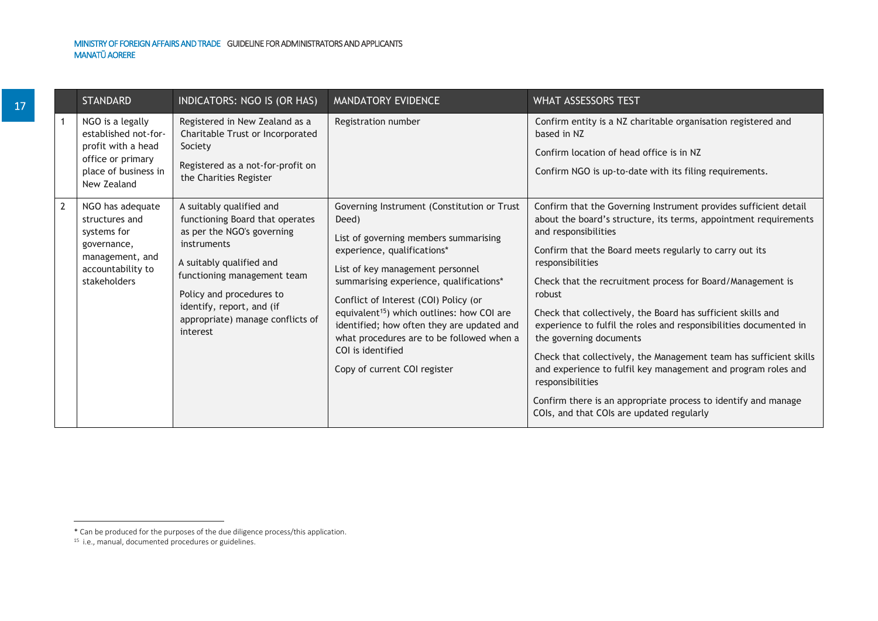| | STANDARD | INDICATORS: NGO IS (OR HAS) | MANDATORY EVIDENCE | WHAT ASSESSORS TEST |
|---|---|---|---|---|
| 1 | NGO is a legally established not-for-profit with a head office or primary place of business in New Zealand | Registered in New Zealand as a Charitable Trust or Incorporated Society<br><br>Registered as a not-for-profit on the Charities Register | Registration number | Confirm entity is a NZ charitable organisation registered and based in NZ<br><br>Confirm location of head office is in NZ<br><br>Confirm NGO is up-to-date with its filing requirements. |
| 2 | NGO has adequate structures and systems for governance, management, and accountability to stakeholders | A suitably qualified and functioning Board that operates as per the NGO's governing instruments<br><br>A suitably qualified and functioning management team<br><br>Policy and procedures to identify, report, and (if appropriate) manage conflicts of interest | Governing Instrument (Constitution or Trust Deed)<br><br>List of governing members summarising experience, qualifications*<br><br>List of key management personnel summarising experience, qualifications*<br><br>Conflict of Interest (COI) Policy (or equivalent[15]) which outlines: how COI are identified; how often they are updated and what procedures are to be followed when a COI is identified<br><br>Copy of current COI register | Confirm that the Governing Instrument provides sufficient detail about the board's structure, its terms, appointment requirements and responsibilities<br><br>Confirm that the Board meets regularly to carry out its responsibilities<br><br>Check that the recruitment process for Board/Management is robust<br><br>Check that collectively, the Board has sufficient skills and experience to fulfil the roles and responsibilities documented in the governing documents<br><br>Check that collectively, the Management team has sufficient skills and experience to fulfil key management and program roles and responsibilities<br><br>Confirm there is an appropriate process to identify and manage COIs, and that COIs are updated regularly |

* Can be produced for the purposes of the due diligence process/this application.

[15] i.e., manual, documented procedures or guidelines.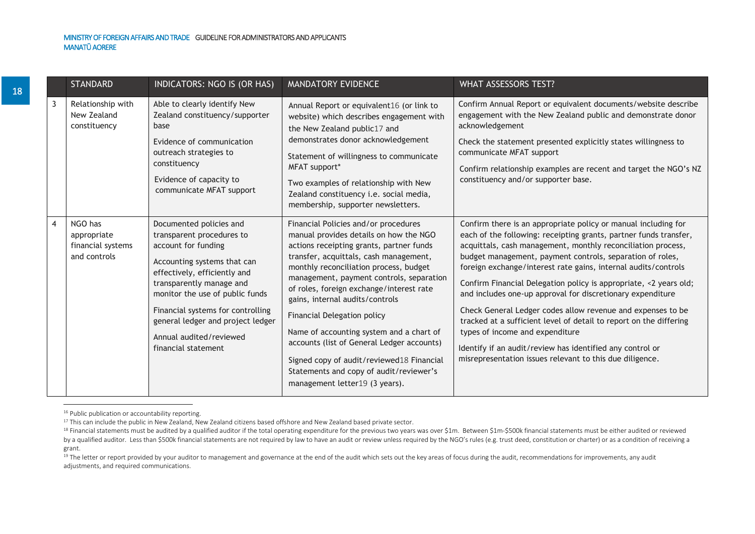| | STANDARD | INDICATORS: NGO IS (OR HAS) | MANDATORY EVIDENCE | WHAT ASSESSORS TEST? |
|---|---|---|---|---|
| 3 | Relationship with New Zealand constituency | Able to clearly identify New Zealand constituency/supporter base<br><br>Evidence of communication outreach strategies to constituency<br><br>Evidence of capacity to communicate MFAT support | Annual Report or equivalent[16] (or link to website) which describes engagement with the New Zealand public[17] and demonstrates donor acknowledgement<br><br>Statement of willingness to communicate MFAT support*<br><br>Two examples of relationship with New Zealand constituency i.e. social media, membership, supporter newsletters. | Confirm Annual Report or equivalent documents/website describe engagement with the New Zealand public and demonstrate donor acknowledgement<br><br>Check the statement presented explicitly states willingness to communicate MFAT support<br><br>Confirm relationship examples are recent and target the NGO's NZ constituency and/or supporter base. |
| 4 | NGO has appropriate financial systems and controls | Documented policies and transparent procedures to account for funding<br><br>Accounting systems that can effectively, efficiently and transparently manage and monitor the use of public funds<br><br>Financial systems for controlling general ledger and project ledger<br><br>Annual audited/reviewed financial statement | Financial Policies and/or procedures manual provides details on how the NGO actions receipting grants, partner funds transfer, acquittals, cash management, monthly reconciliation process, budget management, payment controls, separation of roles, foreign exchange/interest rate gains, internal audits/controls<br><br>Financial Delegation policy<br><br>Name of accounting system and a chart of accounts (list of General Ledger accounts)<br><br>Signed copy of audit/reviewed[18] Financial Statements and copy of audit/reviewer's management letter[19] (3 years). | Confirm there is an appropriate policy or manual including for each of the following: receipting grants, partner funds transfer, acquittals, cash management, monthly reconciliation process, budget management, payment controls, separation of roles, foreign exchange/interest rate gains, internal audits/controls<br><br>Confirm Financial Delegation policy is appropriate, <2 years old; and includes one-up approval for discretionary expenditure<br><br>Check General Ledger codes allow revenue and expenses to be tracked at a sufficient level of detail to report on the differing types of income and expenditure<br><br>Identify if an audit/review has identified any control or misrepresentation issues relevant to this due diligence. |

[16] Public publication or accountability reporting.

[17] This can include the public in New Zealand, New Zealand citizens based offshore and New Zealand based private sector.

[18] Financial statements must be audited by a qualified auditor if the total operating expenditure for the previous two years was over $1m. Between $1m-$500k financial statements must be either audited or reviewed by a qualified auditor. Less than $500k financial statements are not required by law to have an audit or review unless required by the NGO's rules (e.g. trust deed, constitution or charter) or as a condition of receiving a grant.

[19] The letter or report provided by your auditor to management and governance at the end of the audit which sets out the key areas of focus during the audit, recommendations for improvements, any audit adjustments, and required communications.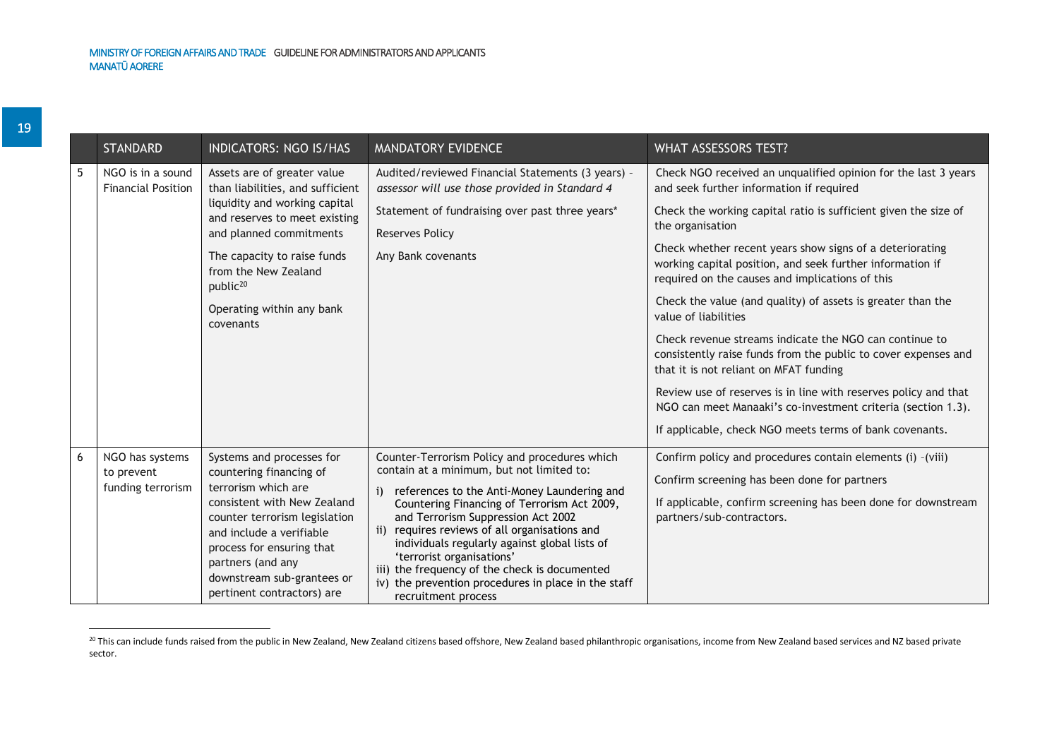| | STANDARD | INDICATORS: NGO IS/HAS | MANDATORY EVIDENCE | WHAT ASSESSORS TEST? |
|---|---|---|---|---|
| 5 | NGO is in a sound Financial Position | Assets are of greater value than liabilities, and sufficient liquidity and working capital and reserves to meet existing and planned commitments<br><br>The capacity to raise funds from the New Zealand public[20]<br><br>Operating within any bank covenants | Audited/reviewed Financial Statements (3 years) - *assessor will use those provided in Standard 4*<br><br>Statement of fundraising over past three years*<br><br>Reserves Policy<br><br>Any Bank covenants | Check NGO received an unqualified opinion for the last 3 years and seek further information if required<br><br>Check the working capital ratio is sufficient given the size of the organisation<br><br>Check whether recent years show signs of a deteriorating working capital position, and seek further information if required on the causes and implications of this<br><br>Check the value (and quality) of assets is greater than the value of liabilities<br><br>Check revenue streams indicate the NGO can continue to consistently raise funds from the public to cover expenses and that it is not reliant on MFAT funding<br><br>Review use of reserves is in line with reserves policy and that NGO can meet Manaaki's co-investment criteria (section 1.3).<br><br>If applicable, check NGO meets terms of bank covenants. |
| 6 | NGO has systems to prevent funding terrorism | Systems and processes for countering financing of terrorism which are consistent with New Zealand counter terrorism legislation and include a verifiable process for ensuring that partners (and any downstream sub-grantees or pertinent contractors) are | Counter-Terrorism Policy and procedures which contain at a minimum, but not limited to:<br>i) references to the Anti-Money Laundering and Countering Financing of Terrorism Act 2009, and Terrorism Suppression Act 2002<br>ii) requires reviews of all organisations and individuals regularly against global lists of 'terrorist organisations'<br>iii) the frequency of the check is documented<br>iv) the prevention procedures in place in the staff recruitment process | Confirm policy and procedures contain elements (i) -(viii)<br><br>Confirm screening has been done for partners<br><br>If applicable, confirm screening has been done for downstream partners/sub-contractors. |

[20] This can include funds raised from the public in New Zealand, New Zealand citizens based offshore, New Zealand based philanthropic organisations, income from New Zealand based services and NZ based private sector.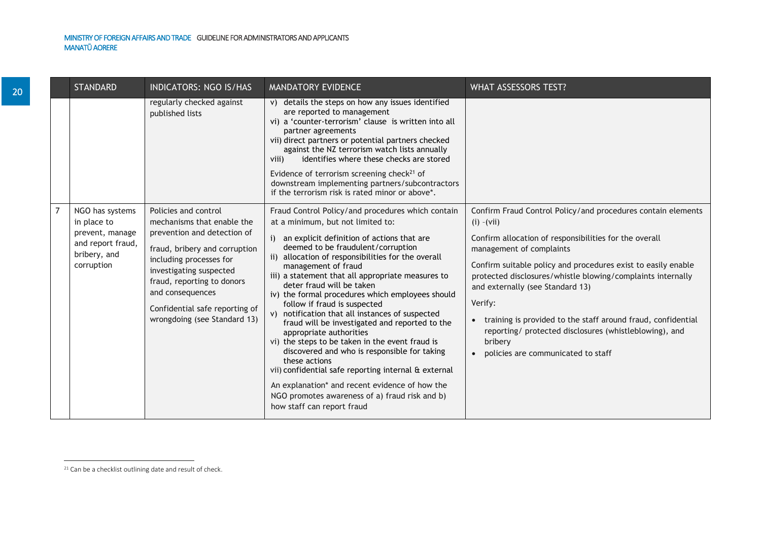| | STANDARD | INDICATORS: NGO IS/HAS | MANDATORY EVIDENCE | WHAT ASSESSORS TEST? |
|---|---|---|---|---|
| | | regularly checked against published lists | v) details the steps on how any issues identified are reported to management<br>vi) a 'counter-terrorism' clause is written into all partner agreements<br>vii) direct partners or potential partners checked against the NZ terrorism watch lists annually<br>viii) identifies where these checks are stored<br><br>Evidence of terrorism screening check[21] of downstream implementing partners/subcontractors if the terrorism risk is rated minor or above*. | |
| 7 | NGO has systems in place to prevent, manage and report fraud, bribery, and corruption | Policies and control mechanisms that enable the prevention and detection of fraud, bribery and corruption including processes for investigating suspected fraud, reporting to donors and consequences<br><br>Confidential safe reporting of wrongdoing (see Standard 13) | Fraud Control Policy/and procedures which contain at a minimum, but not limited to:<br>i) an explicit definition of actions that are deemed to be fraudulent/corruption<br>ii) allocation of responsibilities for the overall management of fraud<br>iii) a statement that all appropriate measures to deter fraud will be taken<br>iv) the formal procedures which employees should follow if fraud is suspected<br>v) notification that all instances of suspected fraud will be investigated and reported to the appropriate authorities<br>vi) the steps to be taken in the event fraud is discovered and who is responsible for taking these actions<br>vii) confidential safe reporting internal & external<br><br>An explanation* and recent evidence of how the NGO promotes awareness of a) fraud risk and b) how staff can report fraud | Confirm Fraud Control Policy/and procedures contain elements (i) –(vii)<br><br>Confirm allocation of responsibilities for the overall management of complaints<br><br>Confirm suitable policy and procedures exist to easily enable protected disclosures/whistle blowing/complaints internally and externally (see Standard 13)<br><br>Verify:<br>• training is provided to the staff around fraud, confidential reporting/ protected disclosures (whistleblowing), and bribery<br>• policies are communicated to staff |

[21] Can be a checklist outlining date and result of check.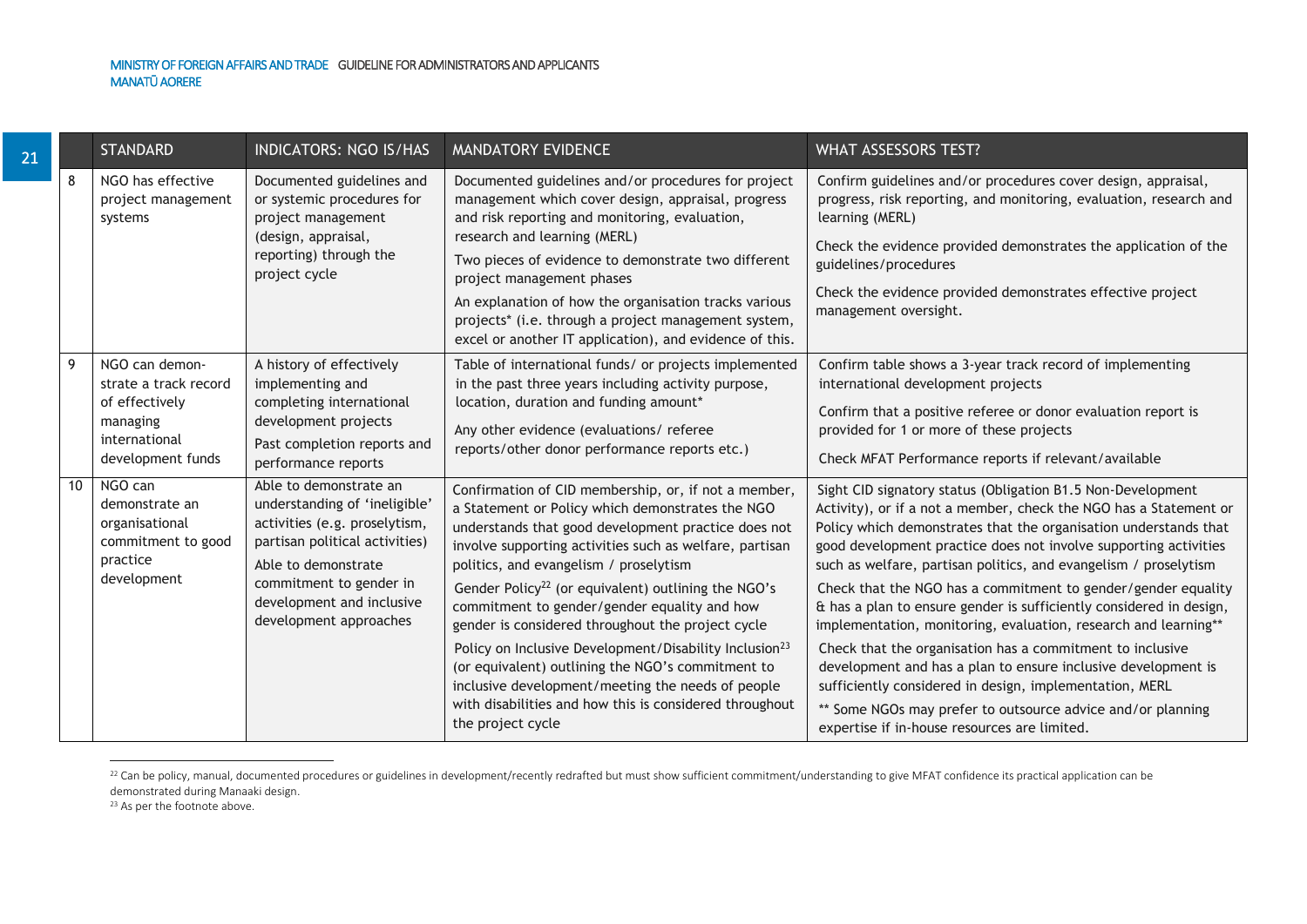| | STANDARD | INDICATORS: NGO IS/HAS | MANDATORY EVIDENCE | WHAT ASSESSORS TEST? |
|---|---|---|---|---|
| 8 | NGO has effective project management systems | Documented guidelines and or systemic procedures for project management (design, appraisal, reporting) through the project cycle | Documented guidelines and/or procedures for project management which cover design, appraisal, progress and risk reporting and monitoring, evaluation, research and learning (MERL)<br><br>Two pieces of evidence to demonstrate two different project management phases<br><br>An explanation of how the organisation tracks various projects* (i.e. through a project management system, excel or another IT application), and evidence of this. | Confirm guidelines and/or procedures cover design, appraisal, progress, risk reporting, and monitoring, evaluation, research and learning (MERL)<br><br>Check the evidence provided demonstrates the application of the guidelines/procedures<br><br>Check the evidence provided demonstrates effective project management oversight. |
| 9 | NGO can demon-strate a track record of effectively managing international development funds | A history of effectively implementing and completing international development projects<br><br>Past completion reports and performance reports | Table of international funds/ or projects implemented in the past three years including activity purpose, location, duration and funding amount*<br><br>Any other evidence (evaluations/ referee reports/other donor performance reports etc.) | Confirm table shows a 3-year track record of implementing international development projects<br><br>Confirm that a positive referee or donor evaluation report is provided for 1 or more of these projects<br><br>Check MFAT Performance reports if relevant/available |
| 10 | NGO can demonstrate an organisational commitment to good practice development | Able to demonstrate an understanding of 'ineligible' activities (e.g. proselytism, partisan political activities)<br><br>Able to demonstrate commitment to gender in development and inclusive development approaches | Confirmation of CID membership, or, if not a member, a Statement or Policy which demonstrates the NGO understands that good development practice does not involve supporting activities such as welfare, partisan politics, and evangelism / proselytism<br><br>Gender Policy[22] (or equivalent) outlining the NGO's commitment to gender/gender equality and how gender is considered throughout the project cycle<br><br>Policy on Inclusive Development/Disability Inclusion[23] (or equivalent) outlining the NGO's commitment to inclusive development/meeting the needs of people with disabilities and how this is considered throughout the project cycle | Sight CID signatory status (Obligation B1.5 Non-Development Activity), or if a not a member, check the NGO has a Statement or Policy which demonstrates that the organisation understands that good development practice does not involve supporting activities such as welfare, partisan politics, and evangelism / proselytism<br><br>Check that the NGO has a commitment to gender/gender equality & has a plan to ensure gender is sufficiently considered in design, implementation, monitoring, evaluation, research and learning**<br><br>Check that the organisation has a commitment to inclusive development and has a plan to ensure inclusive development is sufficiently considered in design, implementation, MERL<br><br>** Some NGOs may prefer to outsource advice and/or planning expertise if in-house resources are limited. |

[22] Can be policy, manual, documented procedures or guidelines in development/recently redrafted but must show sufficient commitment/understanding to give MFAT confidence its practical application can be demonstrated during Manaaki design.

[23] As per the footnote above.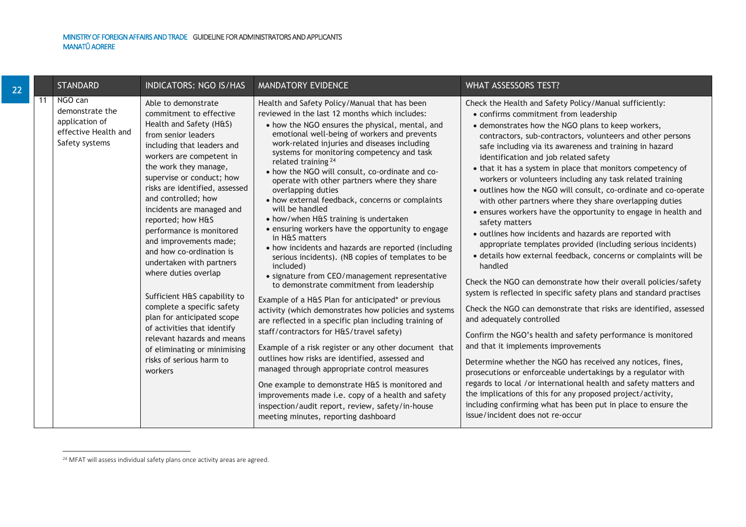| | STANDARD | INDICATORS: NGO IS/HAS | MANDATORY EVIDENCE | WHAT ASSESSORS TEST? |
|---|---|---|---|---|
| 11 | NGO can demonstrate the application of effective Health and Safety systems | Able to demonstrate commitment to effective Health and Safety (H&S) from senior leaders including that leaders and workers are competent in the work they manage, supervise or conduct; how risks are identified, assessed and controlled; how incidents are managed and reported; how H&S performance is monitored and improvements made; and how co-ordination is undertaken with partners where duties overlap<br><br>Sufficient H&S capability to complete a specific safety plan for anticipated scope of activities that identify relevant hazards and means of eliminating or minimising risks of serious harm to workers | Health and Safety Policy/Manual that has been reviewed in the last 12 months which includes:<br>• how the NGO ensures the physical, mental, and emotional well-being of workers and prevents work-related injuries and diseases including systems for monitoring competency and task related training [24]<br>• how the NGO will consult, co-ordinate and co-operate with other partners where they share overlapping duties<br>• how external feedback, concerns or complaints will be handled<br>• how/when H&S training is undertaken<br>• ensuring workers have the opportunity to engage in H&S matters<br>• how incidents and hazards are reported (including serious incidents). (NB copies of templates to be included)<br>• signature from CEO/management representative to demonstrate commitment from leadership<br><br>Example of a H&S Plan for anticipated* or previous activity (which demonstrates how policies and systems are reflected in a specific plan including training of staff/contractors for H&S/travel safety)<br><br>Example of a risk register or any other document that outlines how risks are identified, assessed and managed through appropriate control measures<br><br>One example to demonstrate H&S is monitored and improvements made i.e. copy of a health and safety inspection/audit report, review, safety/in-house meeting minutes, reporting dashboard | Check the Health and Safety Policy/Manual sufficiently:<br>• confirms commitment from leadership<br>• demonstrates how the NGO plans to keep workers, contractors, sub-contractors, volunteers and other persons safe including via its awareness and training in hazard identification and job related safety<br>• that it has a system in place that monitors competency of workers or volunteers including any task related training<br>• outlines how the NGO will consult, co-ordinate and co-operate with other partners where they share overlapping duties<br>• ensures workers have the opportunity to engage in health and safety matters<br>• outlines how incidents and hazards are reported with appropriate templates provided (including serious incidents)<br>• details how external feedback, concerns or complaints will be handled<br><br>Check the NGO can demonstrate how their overall policies/safety system is reflected in specific safety plans and standard practises<br><br>Check the NGO can demonstrate that risks are identified, assessed and adequately controlled<br><br>Confirm the NGO's health and safety performance is monitored and that it implements improvements<br><br>Determine whether the NGO has received any notices, fines, prosecutions or enforceable undertakings by a regulator with regards to local /or international health and safety matters and the implications of this for any proposed project/activity, including confirming what has been put in place to ensure the issue/incident does not re-occur |

[24] MFAT will assess individual safety plans once activity areas are agreed.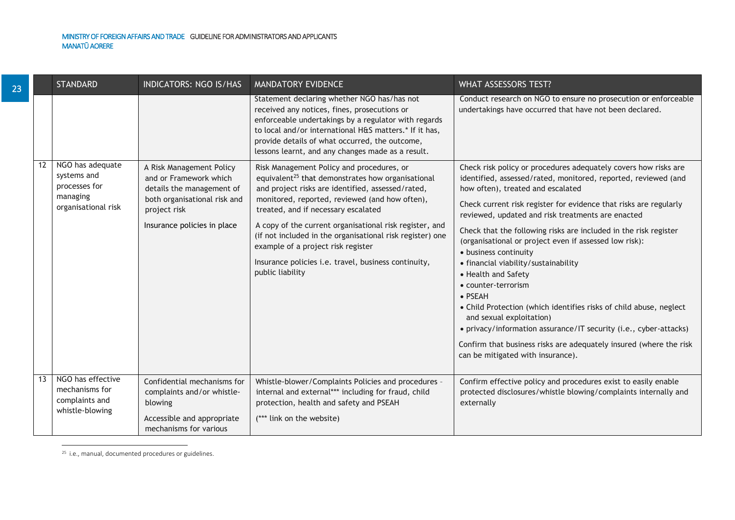| | STANDARD | INDICATORS: NGO IS/HAS | MANDATORY EVIDENCE | WHAT ASSESSORS TEST? |
|---|---|---|---|---|
| | | | Statement declaring whether NGO has/has not received any notices, fines, prosecutions or enforceable undertakings by a regulator with regards to local and/or international H&S matters.* If it has, provide details of what occurred, the outcome, lessons learnt, and any changes made as a result. | Conduct research on NGO to ensure no prosecution or enforceable undertakings have occurred that have not been declared. |
| 12 | NGO has adequate systems and processes for managing organisational risk | A Risk Management Policy and or Framework which details the management of both organisational risk and project risk<br><br>Insurance policies in place | Risk Management Policy and procedures, or equivalent[25] that demonstrates how organisational and project risks are identified, assessed/rated, monitored, reported, reviewed (and how often), treated, and if necessary escalated<br><br>A copy of the current organisational risk register, and (if not included in the organisational risk register) one example of a project risk register<br><br>Insurance policies i.e. travel, business continuity, public liability | Check risk policy or procedures adequately covers how risks are identified, assessed/rated, monitored, reported, reviewed (and how often), treated and escalated<br><br>Check current risk register for evidence that risks are regularly reviewed, updated and risk treatments are enacted<br><br>Check that the following risks are included in the risk register (organisational or project even if assessed low risk):<br>• business continuity<br>• financial viability/sustainability<br>• Health and Safety<br>• counter-terrorism<br>• PSEAH<br>• Child Protection (which identifies risks of child abuse, neglect and sexual exploitation)<br>• privacy/information assurance/IT security (i.e., cyber-attacks)<br><br>Confirm that business risks are adequately insured (where the risk can be mitigated with insurance). |
| 13 | NGO has effective mechanisms for complaints and whistle-blowing | Confidential mechanisms for complaints and/or whistle-blowing<br><br>Accessible and appropriate mechanisms for various | Whistle-blower/Complaints Policies and procedures – internal and external*** including for fraud, child protection, health and safety and PSEAH<br><br>(*** link on the website) | Confirm effective policy and procedures exist to easily enable protected disclosures/whistle blowing/complaints internally and externally |

[25] i.e., manual, documented procedures or guidelines.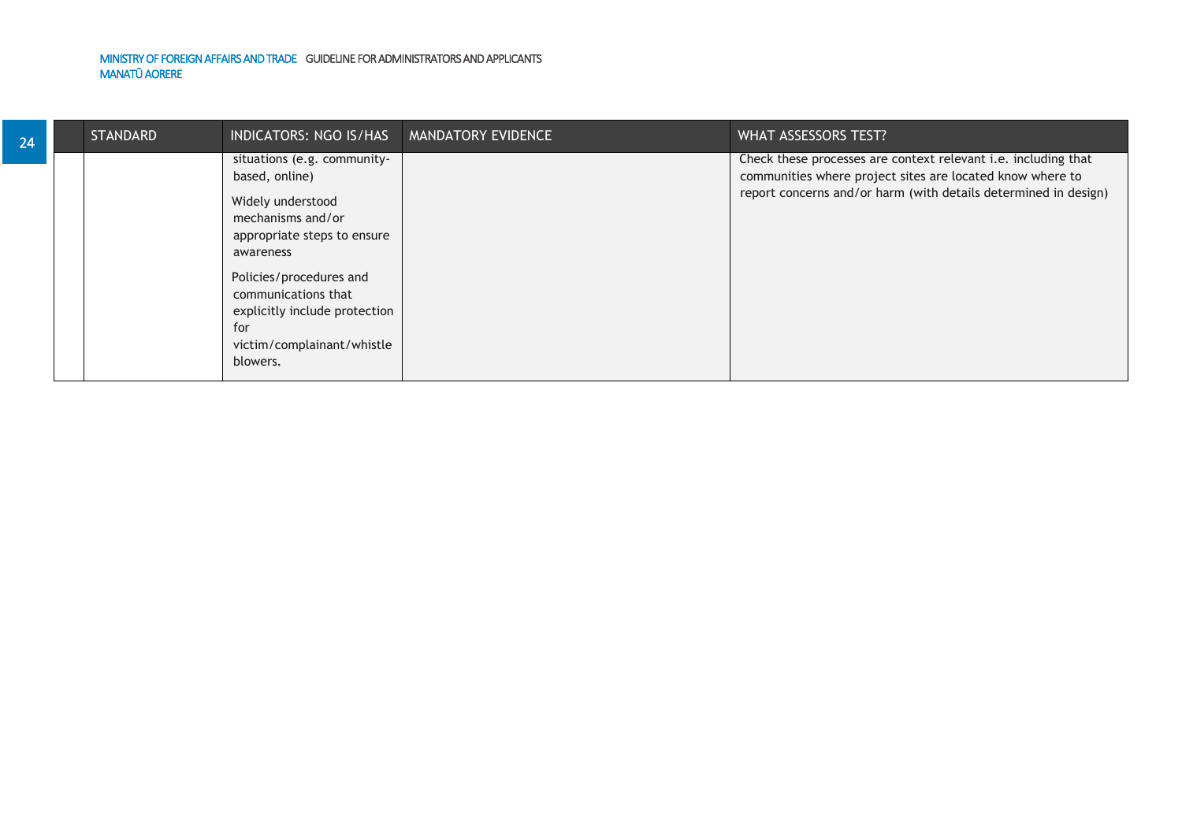| | STANDARD | INDICATORS: NGO IS/HAS | MANDATORY EVIDENCE | WHAT ASSESSORS TEST? |
|---|---|---|---|---|
| | | situations (e.g. community-based, online)<br><br>Widely understood mechanisms and/or appropriate steps to ensure awareness<br><br>Policies/procedures and communications that explicitly include protection for victim/complainant/whistle blowers. | | Check these processes are context relevant i.e. including that communities where project sites are located know where to report concerns and/or harm (with details determined in design) |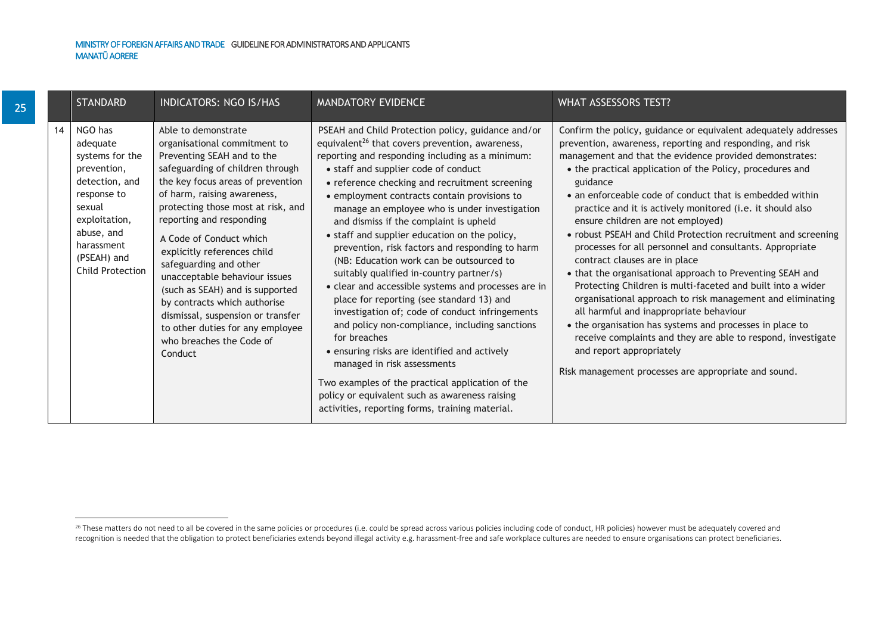| | STANDARD | INDICATORS: NGO IS/HAS | MANDATORY EVIDENCE | WHAT ASSESSORS TEST? |
|---|---|---|---|---|
| 14 | NGO has adequate systems for the prevention, detection, and response to sexual exploitation, abuse, and harassment (PSEAH) and Child Protection | Able to demonstrate organisational commitment to Preventing SEAH and to the safeguarding of children through the key focus areas of prevention of harm, raising awareness, protecting those most at risk, and reporting and responding<br><br>A Code of Conduct which explicitly references child safeguarding and other unacceptable behaviour issues (such as SEAH) and is supported by contracts which authorise dismissal, suspension or transfer to other duties for any employee who breaches the Code of Conduct | PSEAH and Child Protection policy, guidance and/or equivalent[26] that covers prevention, awareness, reporting and responding including as a minimum:<br>• staff and supplier code of conduct<br>• reference checking and recruitment screening<br>• employment contracts contain provisions to manage an employee who is under investigation and dismiss if the complaint is upheld<br>• staff and supplier education on the policy, prevention, risk factors and responding to harm (NB: Education work can be outsourced to suitably qualified in-country partner/s)<br>• clear and accessible systems and processes are in place for reporting (see standard 13) and investigation of; code of conduct infringements and policy non-compliance, including sanctions for breaches<br>• ensuring risks are identified and actively managed in risk assessments<br><br>Two examples of the practical application of the policy or equivalent such as awareness raising activities, reporting forms, training material. | Confirm the policy, guidance or equivalent adequately addresses prevention, awareness, reporting and responding, and risk management and that the evidence provided demonstrates:<br>• the practical application of the Policy, procedures and guidance<br>• an enforceable code of conduct that is embedded within practice and it is actively monitored (i.e. it should also ensure children are not employed)<br>• robust PSEAH and Child Protection recruitment and screening processes for all personnel and consultants. Appropriate contract clauses are in place<br>• that the organisational approach to Preventing SEAH and Protecting Children is multi-faceted and built into a wider organisational approach to risk management and eliminating all harmful and inappropriate behaviour<br>• the organisation has systems and processes in place to receive complaints and they are able to respond, investigate and report appropriately<br><br>Risk management processes are appropriate and sound. |

[26] These matters do not need to all be covered in the same policies or procedures (i.e. could be spread across various policies including code of conduct, HR policies) however must be adequately covered and recognition is needed that the obligation to protect beneficiaries extends beyond illegal activity e.g. harassment-free and safe workplace cultures are needed to ensure organisations can protect beneficiaries.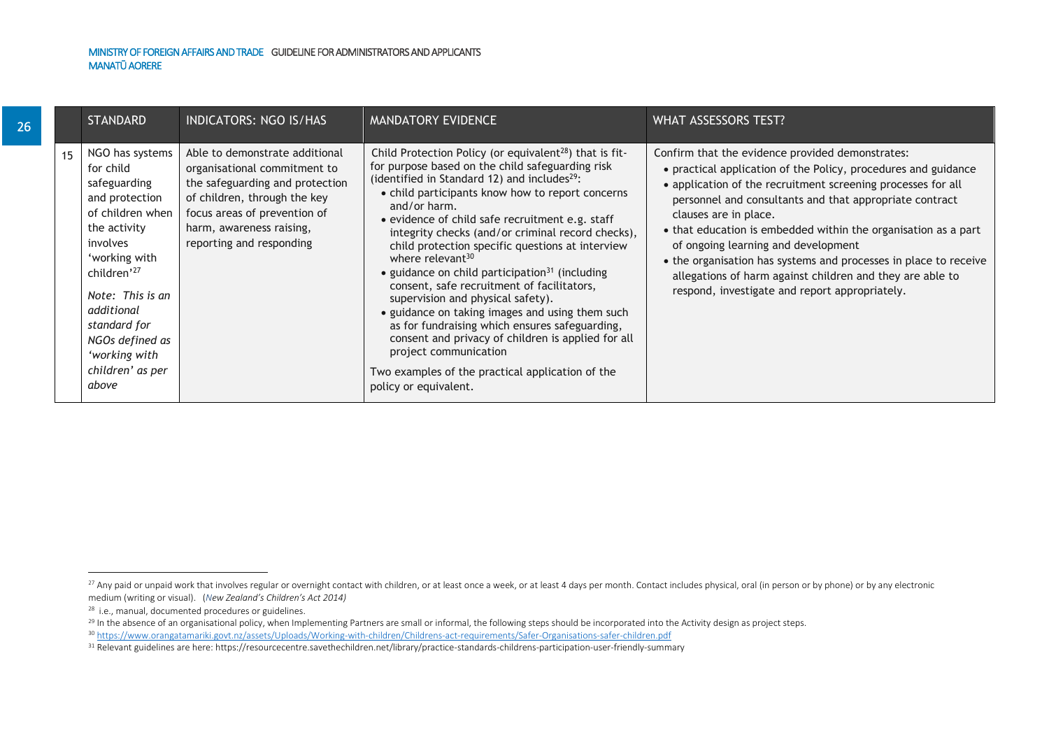| | STANDARD | INDICATORS: NGO IS/HAS | MANDATORY EVIDENCE | WHAT ASSESSORS TEST? |
|---|---|---|---|---|
| 15 | NGO has systems for child safeguarding and protection of children when the activity involves 'working with children'[27]<br><br>*Note: This is an additional standard for NGOs defined as 'working with children' as per above* | Able to demonstrate additional organisational commitment to the safeguarding and protection of children, through the key focus areas of prevention of harm, awareness raising, reporting and responding | Child Protection Policy (or equivalent[28]) that is fit-for purpose based on the child safeguarding risk (identified in Standard 12) and includes[29]:<br>• child participants know how to report concerns and/or harm.<br>• evidence of child safe recruitment e.g. staff integrity checks (and/or criminal record checks), child protection specific questions at interview where relevant[30]<br>• guidance on child participation[31] (including consent, safe recruitment of facilitators, supervision and physical safety).<br>• guidance on taking images and using them such as for fundraising which ensures safeguarding, consent and privacy of children is applied for all project communication<br><br>Two examples of the practical application of the policy or equivalent. | Confirm that the evidence provided demonstrates:<br>• practical application of the Policy, procedures and guidance<br>• application of the recruitment screening processes for all personnel and consultants and that appropriate contract clauses are in place.<br>• that education is embedded within the organisation as a part of ongoing learning and development<br>• the organisation has systems and processes in place to receive allegations of harm against children and they are able to respond, investigate and report appropriately. |

[27] Any paid or unpaid work that involves regular or overnight contact with children, or at least once a week, or at least 4 days per month. Contact includes physical, oral (in person or by phone) or by any electronic medium (writing or visual). (*New Zealand's Children's Act 2014)*

[28] i.e., manual, documented procedures or guidelines.

[29] In the absence of an organisational policy, when Implementing Partners are small or informal, the following steps should be incorporated into the Activity design as project steps.

[30] https://www.orangatamariki.govt.nz/assets/Uploads/Working-with-children/Childrens-act-requirements/Safer-Organisations-safer-children.pdf

[31] Relevant guidelines are here: https://resourcecentre.savethechildren.net/library/practice-standards-childrens-participation-user-friendly-summary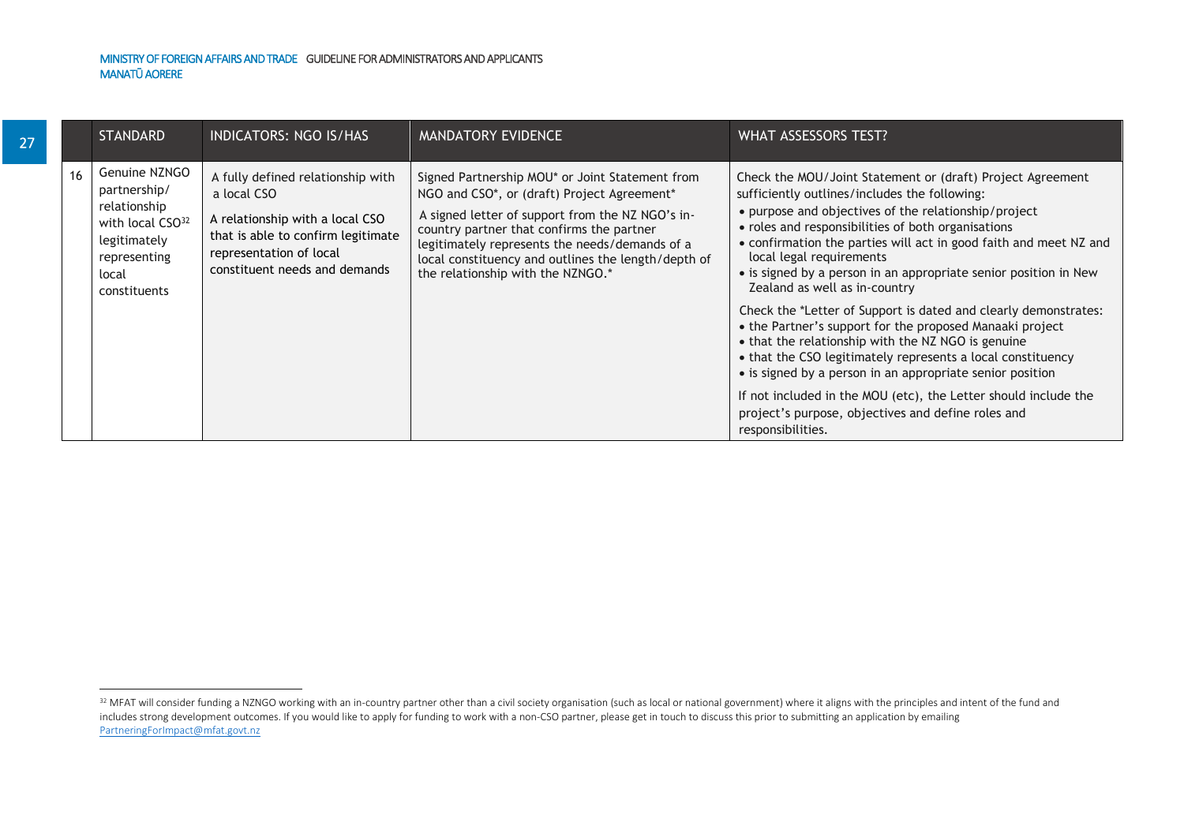| | STANDARD | INDICATORS: NGO IS/HAS | MANDATORY EVIDENCE | WHAT ASSESSORS TEST? |
| --- | --- | --- | --- | --- |
| 16 | Genuine NZNGO partnership/ relationship with local CSO[32] legitimately representing local constituents | A fully defined relationship with a local CSO<br><br>A relationship with a local CSO that is able to confirm legitimate representation of local constituent needs and demands | Signed Partnership MOU* or Joint Statement from NGO and CSO*, or (draft) Project Agreement*<br><br>A signed letter of support from the NZ NGO's in-country partner that confirms the partner legitimately represents the needs/demands of a local constituency and outlines the length/depth of the relationship with the NZNGO.* | Check the MOU/Joint Statement or (draft) Project Agreement sufficiently outlines/includes the following:<br>• purpose and objectives of the relationship/project<br>• roles and responsibilities of both organisations<br>• confirmation the parties will act in good faith and meet NZ and local legal requirements<br>• is signed by a person in an appropriate senior position in New Zealand as well as in-country<br><br>Check the *Letter of Support is dated and clearly demonstrates:<br>• the Partner's support for the proposed Manaaki project<br>• that the relationship with the NZ NGO is genuine<br>• that the CSO legitimately represents a local constituency<br>• is signed by a person in an appropriate senior position<br><br>If not included in the MOU (etc), the Letter should include the project's purpose, objectives and define roles and responsibilities. |

[32] MFAT will consider funding a NZNGO working with an in-country partner other than a civil society organisation (such as local or national government) where it aligns with the principles and intent of the fund and includes strong development outcomes. If you would like to apply for funding to work with a non-CSO partner, please get in touch to discuss this prior to submitting an application by emailing PartneringForImpact@mfat.govt.nz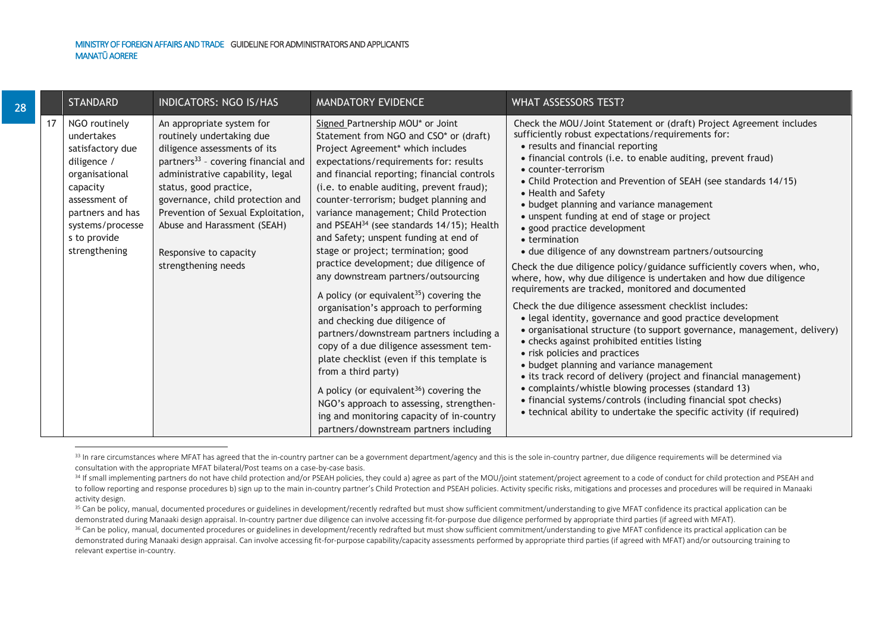| | STANDARD | INDICATORS: NGO IS/HAS | MANDATORY EVIDENCE | WHAT ASSESSORS TEST? |
|---|---|---|---|---|
| 17 | NGO routinely undertakes satisfactory due diligence / organisational capacity assessment of partners and has systems/processes to provide strengthening | An appropriate system for routinely undertaking due diligence assessments of its partners[33] - covering financial and administrative capability, legal status, good practice, governance, child protection and Prevention of Sexual Exploitation, Abuse and Harassment (SEAH)<br><br>Responsive to capacity strengthening needs | Signed Partnership MOU* or Joint Statement from NGO and CSO* or (draft) Project Agreement* which includes expectations/requirements for: results and financial reporting; financial controls (i.e. to enable auditing, prevent fraud); counter-terrorism; budget planning and variance management; Child Protection and PSEAH[34] (see standards 14/15); Health and Safety; unspent funding at end of stage or project; termination; good practice development; due diligence of any downstream partners/outsourcing<br><br>A policy (or equivalent[35]) covering the organisation's approach to performing and checking due diligence of partners/downstream partners including a copy of a due diligence assessment template checklist (even if this template is from a third party)<br><br>A policy (or equivalent[36]) covering the NGO's approach to assessing, strengthening and monitoring capacity of in-country partners/downstream partners including | Check the MOU/Joint Statement or (draft) Project Agreement includes sufficiently robust expectations/requirements for:<br>• results and financial reporting<br>• financial controls (i.e. to enable auditing, prevent fraud)<br>• counter-terrorism<br>• Child Protection and Prevention of SEAH (see standards 14/15)<br>• Health and Safety<br>• budget planning and variance management<br>• unspent funding at end of stage or project<br>• good practice development<br>• termination<br>• due diligence of any downstream partners/outsourcing<br><br>Check the due diligence policy/guidance sufficiently covers when, who, where, how, why due diligence is undertaken and how due diligence requirements are tracked, monitored and documented<br><br>Check the due diligence assessment checklist includes:<br>• legal identity, governance and good practice development<br>• organisational structure (to support governance, management, delivery)<br>• checks against prohibited entities listing<br>• risk policies and practices<br>• budget planning and variance management<br>• its track record of delivery (project and financial management)<br>• complaints/whistle blowing processes (standard 13)<br>• financial systems/controls (including financial spot checks)<br>• technical ability to undertake the specific activity (if required) |

[33] In rare circumstances where MFAT has agreed that the in-country partner can be a government department/agency and this is the sole in-country partner, due diligence requirements will be determined via consultation with the appropriate MFAT bilateral/Post teams on a case-by-case basis.

[34] If small implementing partners do not have child protection and/or PSEAH policies, they could a) agree as part of the MOU/joint statement/project agreement to a code of conduct for child protection and PSEAH and to follow reporting and response procedures b) sign up to the main in-country partner's Child Protection and PSEAH policies. Activity specific risks, mitigations and processes and procedures will be required in Manaaki activity design.

[35] Can be policy, manual, documented procedures or guidelines in development/recently redrafted but must show sufficient commitment/understanding to give MFAT confidence its practical application can be demonstrated during Manaaki design appraisal. In-country partner due diligence can involve accessing fit-for-purpose due diligence performed by appropriate third parties (if agreed with MFAT).

[36] Can be policy, manual, documented procedures or guidelines in development/recently redrafted but must show sufficient commitment/understanding to give MFAT confidence its practical application can be demonstrated during Manaaki design appraisal. Can involve accessing fit-for-purpose capability/capacity assessments performed by appropriate third parties (if agreed with MFAT) and/or outsourcing training to relevant expertise in-country.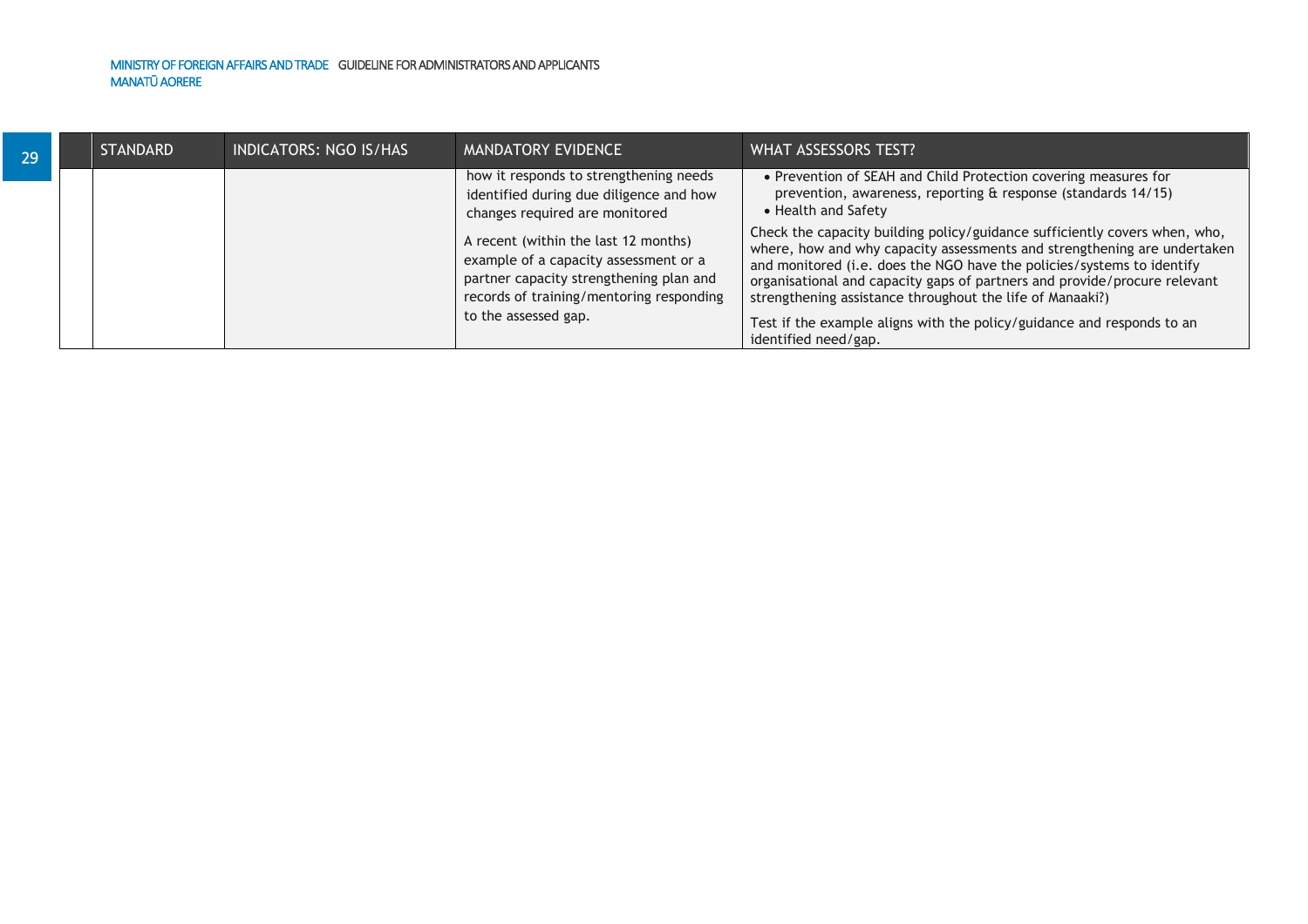| | STANDARD | INDICATORS: NGO IS/HAS | MANDATORY EVIDENCE | WHAT ASSESSORS TEST? |
|---|---|---|---|---|
| | | | how it responds to strengthening needs identified during due diligence and how changes required are monitored<br><br>A recent (within the last 12 months) example of a capacity assessment or a partner capacity strengthening plan and records of training/mentoring responding to the assessed gap. | • Prevention of SEAH and Child Protection covering measures for prevention, awareness, reporting & response (standards 14/15)<br>• Health and Safety<br><br>Check the capacity building policy/guidance sufficiently covers when, who, where, how and why capacity assessments and strengthening are undertaken and monitored (i.e. does the NGO have the policies/systems to identify organisational and capacity gaps of partners and provide/procure relevant strengthening assistance throughout the life of Manaaki?)<br><br>Test if the example aligns with the policy/guidance and responds to an identified need/gap. |